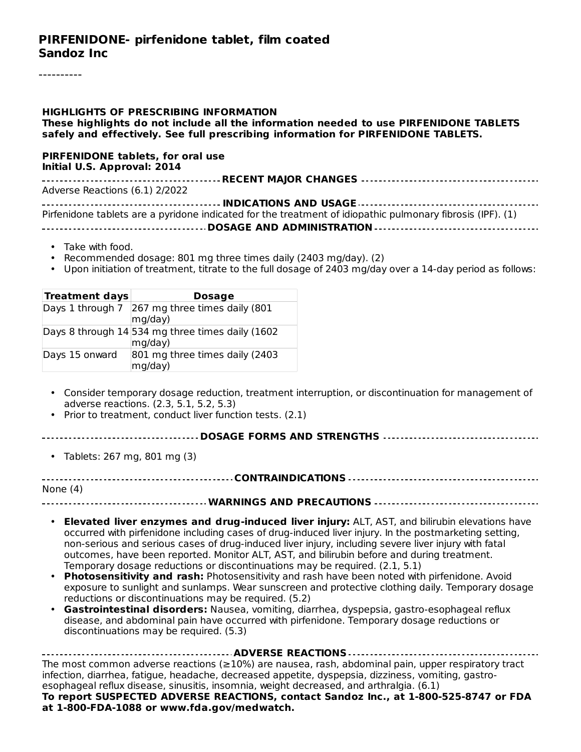# PIRFENIDONE- pirfenidone tablet, film coated
## Sandoz Inc

----------

**HIGHLIGHTS OF PRESCRIBING INFORMATION**
**These highlights do not include all the information needed to use PIRFENIDONE TABLETS safely and effectively. See full prescribing information for PIRFENIDONE TABLETS.**

**PIRFENIDONE tablets, for oral use**
**Initial U.S. Approval: 2014**

**RECENT MAJOR CHANGES**

Adverse Reactions (6.1) 2/2022

**INDICATIONS AND USAGE**

Pirfenidone tablets are a pyridone indicated for the treatment of idiopathic pulmonary fibrosis (IPF). (1)

**DOSAGE AND ADMINISTRATION**

- Take with food.
- Recommended dosage: 801 mg three times daily (2403 mg/day). (2)
- Upon initiation of treatment, titrate to the full dosage of 2403 mg/day over a 14-day period as follows:

| Treatment days | Dosage |
|---|---|
| Days 1 through 7 | 267 mg three times daily (801 mg/day) |
| Days 8 through 14 | 534 mg three times daily (1602 mg/day) |
| Days 15 onward | 801 mg three times daily (2403 mg/day) |

- Consider temporary dosage reduction, treatment interruption, or discontinuation for management of adverse reactions. (2.3, 5.1, 5.2, 5.3)
- Prior to treatment, conduct liver function tests. (2.1)

**DOSAGE FORMS AND STRENGTHS**

- Tablets: 267 mg, 801 mg (3)

**CONTRAINDICATIONS**

None (4)

**WARNINGS AND PRECAUTIONS**

- **Elevated liver enzymes and drug-induced liver injury:** ALT, AST, and bilirubin elevations have occurred with pirfenidone including cases of drug-induced liver injury. In the postmarketing setting, non-serious and serious cases of drug-induced liver injury, including severe liver injury with fatal outcomes, have been reported. Monitor ALT, AST, and bilirubin before and during treatment. Temporary dosage reductions or discontinuations may be required. (2.1, 5.1)
- **Photosensitivity and rash:** Photosensitivity and rash have been noted with pirfenidone. Avoid exposure to sunlight and sunlamps. Wear sunscreen and protective clothing daily. Temporary dosage reductions or discontinuations may be required. (5.2)
- **Gastrointestinal disorders:** Nausea, vomiting, diarrhea, dyspepsia, gastro-esophageal reflux disease, and abdominal pain have occurred with pirfenidone. Temporary dosage reductions or discontinuations may be required. (5.3)

**ADVERSE REACTIONS**

The most common adverse reactions (≥10%) are nausea, rash, abdominal pain, upper respiratory tract infection, diarrhea, fatigue, headache, decreased appetite, dyspepsia, dizziness, vomiting, gastro-esophageal reflux disease, sinusitis, insomnia, weight decreased, and arthralgia. (6.1)

**To report SUSPECTED ADVERSE REACTIONS, contact Sandoz Inc., at 1-800-525-8747 or FDA at 1-800-FDA-1088 or www.fda.gov/medwatch.**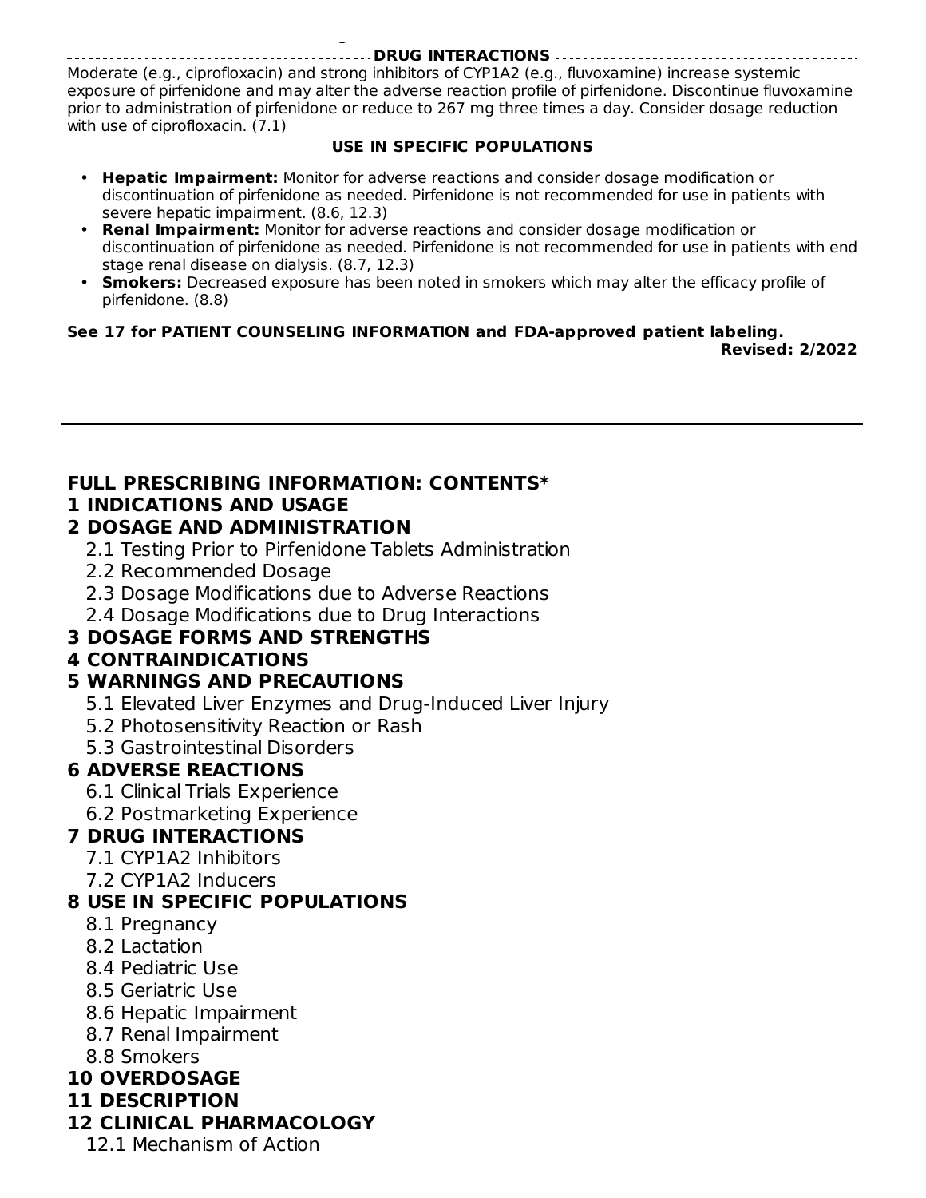**DRUG INTERACTIONS**

Moderate (e.g., ciprofloxacin) and strong inhibitors of CYP1A2 (e.g., fluvoxamine) increase systemic exposure of pirfenidone and may alter the adverse reaction profile of pirfenidone. Discontinue fluvoxamine prior to administration of pirfenidone or reduce to 267 mg three times a day. Consider dosage reduction with use of ciprofloxacin. (7.1)

**USE IN SPECIFIC POPULATIONS**

- **Hepatic Impairment:** Monitor for adverse reactions and consider dosage modification or discontinuation of pirfenidone as needed. Pirfenidone is not recommended for use in patients with severe hepatic impairment. (8.6, 12.3)
- **Renal Impairment:** Monitor for adverse reactions and consider dosage modification or discontinuation of pirfenidone as needed. Pirfenidone is not recommended for use in patients with end stage renal disease on dialysis. (8.7, 12.3)
- **Smokers:** Decreased exposure has been noted in smokers which may alter the efficacy profile of pirfenidone. (8.8)

**See 17 for PATIENT COUNSELING INFORMATION and FDA-approved patient labeling.**

**Revised: 2/2022**

---

## FULL PRESCRIBING INFORMATION: CONTENTS*

**1 INDICATIONS AND USAGE**

**2 DOSAGE AND ADMINISTRATION**

- 2.1 Testing Prior to Pirfenidone Tablets Administration
- 2.2 Recommended Dosage
- 2.3 Dosage Modifications due to Adverse Reactions
- 2.4 Dosage Modifications due to Drug Interactions

**3 DOSAGE FORMS AND STRENGTHS**

**4 CONTRAINDICATIONS**

**5 WARNINGS AND PRECAUTIONS**

- 5.1 Elevated Liver Enzymes and Drug-Induced Liver Injury
- 5.2 Photosensitivity Reaction or Rash
- 5.3 Gastrointestinal Disorders

**6 ADVERSE REACTIONS**

- 6.1 Clinical Trials Experience
- 6.2 Postmarketing Experience

**7 DRUG INTERACTIONS**

- 7.1 CYP1A2 Inhibitors
- 7.2 CYP1A2 Inducers

**8 USE IN SPECIFIC POPULATIONS**

- 8.1 Pregnancy
- 8.2 Lactation
- 8.4 Pediatric Use
- 8.5 Geriatric Use
- 8.6 Hepatic Impairment
- 8.7 Renal Impairment
- 8.8 Smokers

**10 OVERDOSAGE**

**11 DESCRIPTION**

**12 CLINICAL PHARMACOLOGY**

- 12.1 Mechanism of Action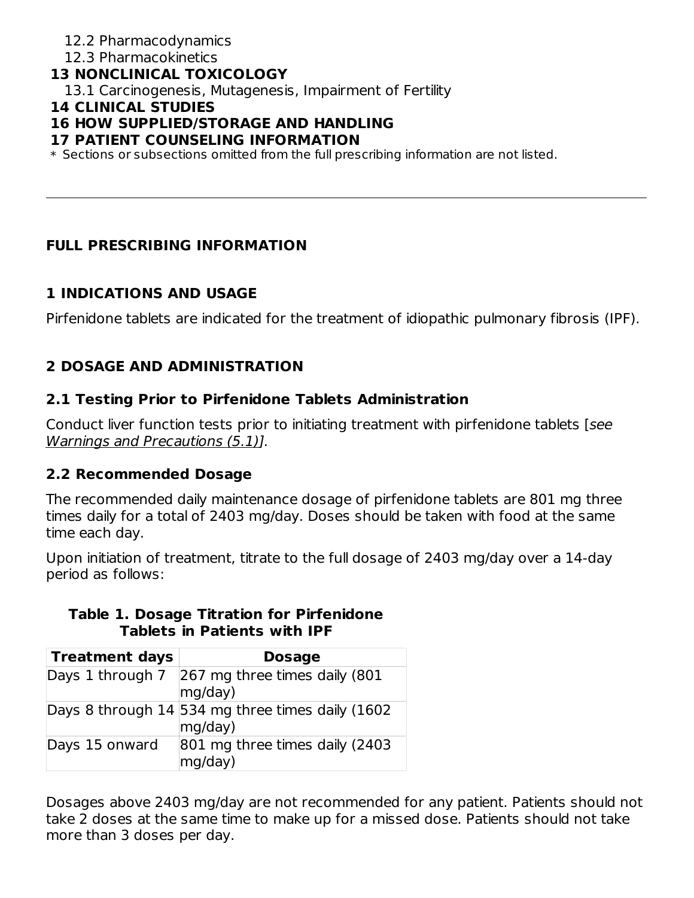12.2 Pharmacodynamics

12.3 Pharmacokinetics

**13 NONCLINICAL TOXICOLOGY**

13.1 Carcinogenesis, Mutagenesis, Impairment of Fertility

**14 CLINICAL STUDIES**

**16 HOW SUPPLIED/STORAGE AND HANDLING**

**17 PATIENT COUNSELING INFORMATION**

* Sections or subsections omitted from the full prescribing information are not listed.

---

## FULL PRESCRIBING INFORMATION

## 1 INDICATIONS AND USAGE

Pirfenidone tablets are indicated for the treatment of idiopathic pulmonary fibrosis (IPF).

## 2 DOSAGE AND ADMINISTRATION

### 2.1 Testing Prior to Pirfenidone Tablets Administration

Conduct liver function tests prior to initiating treatment with pirfenidone tablets [*see Warnings and Precautions (5.1)*].

### 2.2 Recommended Dosage

The recommended daily maintenance dosage of pirfenidone tablets are 801 mg three times daily for a total of 2403 mg/day. Doses should be taken with food at the same time each day.

Upon initiation of treatment, titrate to the full dosage of 2403 mg/day over a 14-day period as follows:

**Table 1. Dosage Titration for Pirfenidone Tablets in Patients with IPF**

| Treatment days | Dosage |
|---|---|
| Days 1 through 7 | 267 mg three times daily (801 mg/day) |
| Days 8 through 14 | 534 mg three times daily (1602 mg/day) |
| Days 15 onward | 801 mg three times daily (2403 mg/day) |

Dosages above 2403 mg/day are not recommended for any patient. Patients should not take 2 doses at the same time to make up for a missed dose. Patients should not take more than 3 doses per day.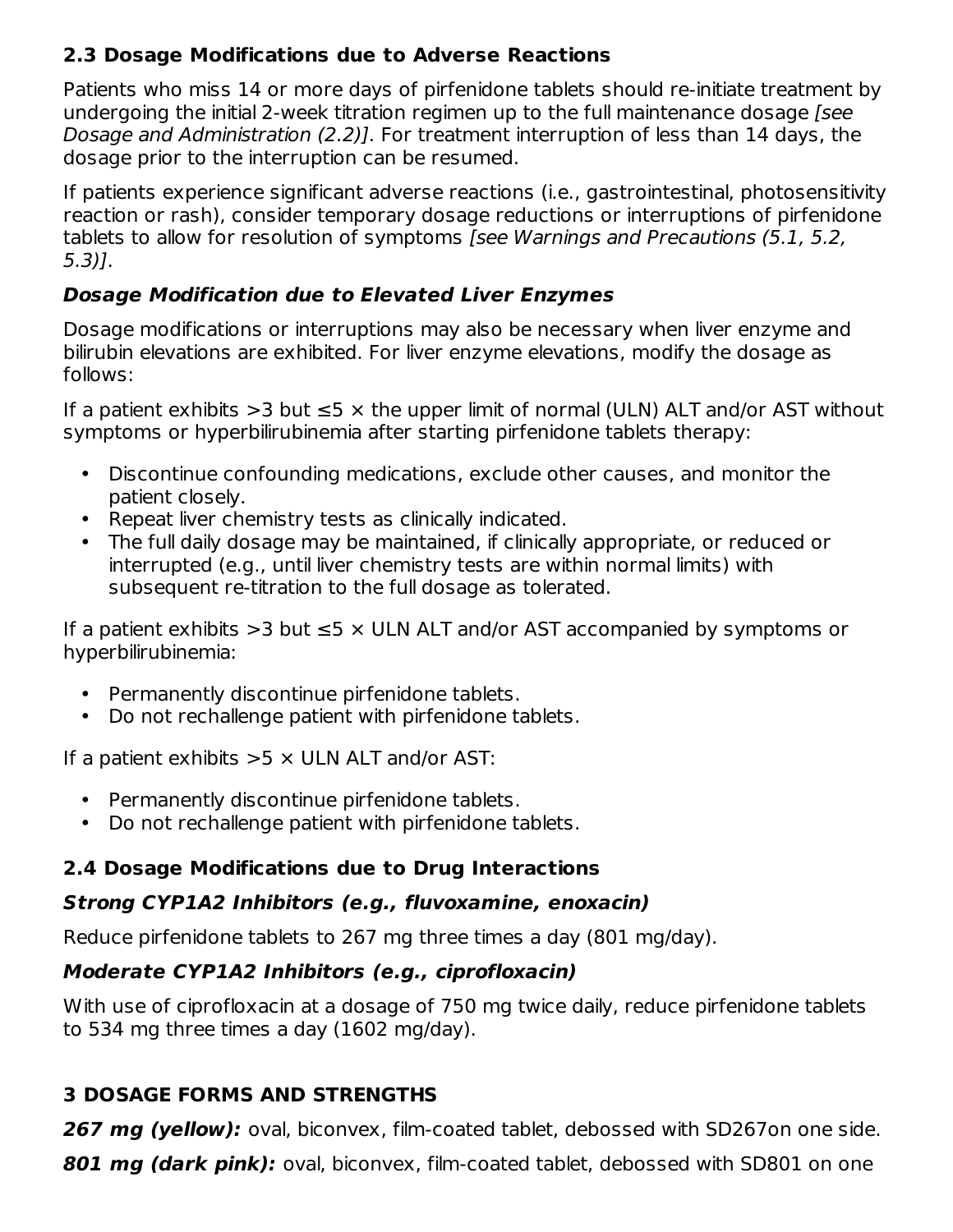## 2.3 Dosage Modifications due to Adverse Reactions

Patients who miss 14 or more days of pirfenidone tablets should re-initiate treatment by undergoing the initial 2-week titration regimen up to the full maintenance dosage *[see Dosage and Administration (2.2)]*. For treatment interruption of less than 14 days, the dosage prior to the interruption can be resumed.

If patients experience significant adverse reactions (i.e., gastrointestinal, photosensitivity reaction or rash), consider temporary dosage reductions or interruptions of pirfenidone tablets to allow for resolution of symptoms *[see Warnings and Precautions (5.1, 5.2, 5.3)]*.

### *Dosage Modification due to Elevated Liver Enzymes*

Dosage modifications or interruptions may also be necessary when liver enzyme and bilirubin elevations are exhibited. For liver enzyme elevations, modify the dosage as follows:

If a patient exhibits >3 but ≤5 × the upper limit of normal (ULN) ALT and/or AST without symptoms or hyperbilirubinemia after starting pirfenidone tablets therapy:

- Discontinue confounding medications, exclude other causes, and monitor the patient closely.
- Repeat liver chemistry tests as clinically indicated.
- The full daily dosage may be maintained, if clinically appropriate, or reduced or interrupted (e.g., until liver chemistry tests are within normal limits) with subsequent re-titration to the full dosage as tolerated.

If a patient exhibits >3 but ≤5 × ULN ALT and/or AST accompanied by symptoms or hyperbilirubinemia:

- Permanently discontinue pirfenidone tablets.
- Do not rechallenge patient with pirfenidone tablets.

If a patient exhibits >5 × ULN ALT and/or AST:

- Permanently discontinue pirfenidone tablets.
- Do not rechallenge patient with pirfenidone tablets.

## 2.4 Dosage Modifications due to Drug Interactions

### *Strong CYP1A2 Inhibitors (e.g., fluvoxamine, enoxacin)*

Reduce pirfenidone tablets to 267 mg three times a day (801 mg/day).

### *Moderate CYP1A2 Inhibitors (e.g., ciprofloxacin)*

With use of ciprofloxacin at a dosage of 750 mg twice daily, reduce pirfenidone tablets to 534 mg three times a day (1602 mg/day).

# 3 DOSAGE FORMS AND STRENGTHS

***267 mg (yellow):*** oval, biconvex, film-coated tablet, debossed with SD267on one side.

***801 mg (dark pink):*** oval, biconvex, film-coated tablet, debossed with SD801 on one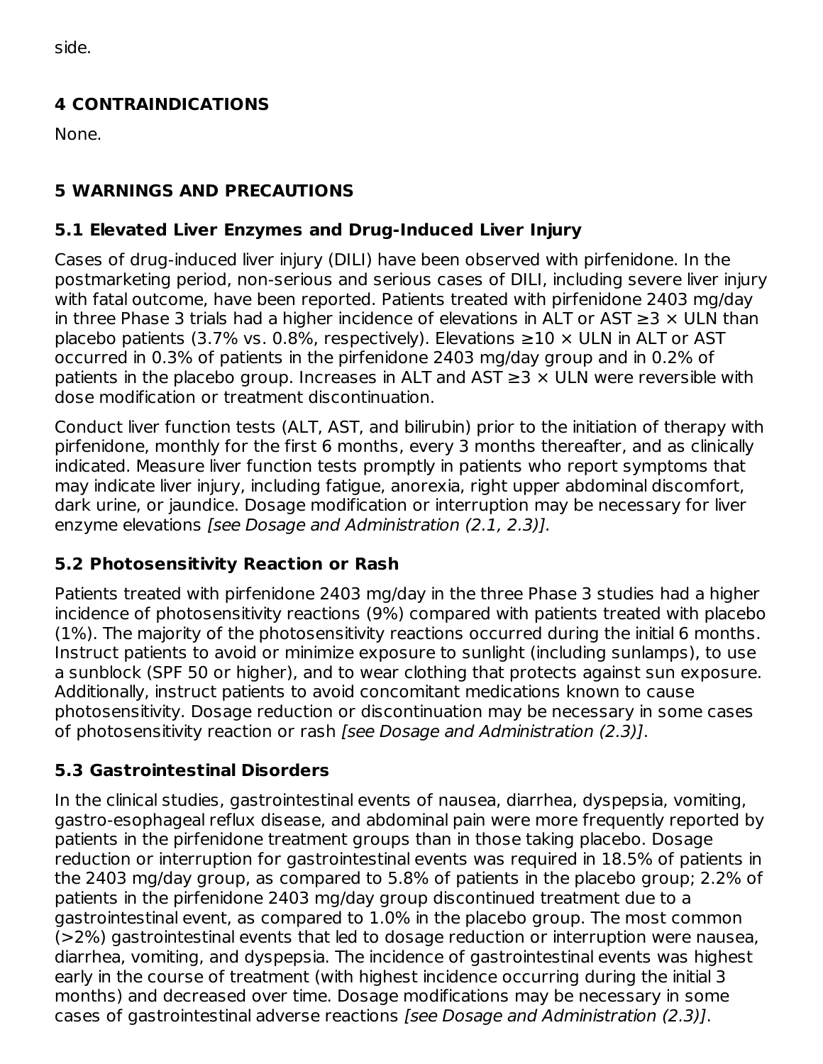side.

## 4 CONTRAINDICATIONS

None.

## 5 WARNINGS AND PRECAUTIONS

### 5.1 Elevated Liver Enzymes and Drug-Induced Liver Injury

Cases of drug-induced liver injury (DILI) have been observed with pirfenidone. In the postmarketing period, non-serious and serious cases of DILI, including severe liver injury with fatal outcome, have been reported. Patients treated with pirfenidone 2403 mg/day in three Phase 3 trials had a higher incidence of elevations in ALT or AST ≥3 × ULN than placebo patients (3.7% vs. 0.8%, respectively). Elevations ≥10 × ULN in ALT or AST occurred in 0.3% of patients in the pirfenidone 2403 mg/day group and in 0.2% of patients in the placebo group. Increases in ALT and AST ≥3 × ULN were reversible with dose modification or treatment discontinuation.

Conduct liver function tests (ALT, AST, and bilirubin) prior to the initiation of therapy with pirfenidone, monthly for the first 6 months, every 3 months thereafter, and as clinically indicated. Measure liver function tests promptly in patients who report symptoms that may indicate liver injury, including fatigue, anorexia, right upper abdominal discomfort, dark urine, or jaundice. Dosage modification or interruption may be necessary for liver enzyme elevations *[see Dosage and Administration (2.1, 2.3)].*

### 5.2 Photosensitivity Reaction or Rash

Patients treated with pirfenidone 2403 mg/day in the three Phase 3 studies had a higher incidence of photosensitivity reactions (9%) compared with patients treated with placebo (1%). The majority of the photosensitivity reactions occurred during the initial 6 months. Instruct patients to avoid or minimize exposure to sunlight (including sunlamps), to use a sunblock (SPF 50 or higher), and to wear clothing that protects against sun exposure. Additionally, instruct patients to avoid concomitant medications known to cause photosensitivity. Dosage reduction or discontinuation may be necessary in some cases of photosensitivity reaction or rash *[see Dosage and Administration (2.3)]*.

### 5.3 Gastrointestinal Disorders

In the clinical studies, gastrointestinal events of nausea, diarrhea, dyspepsia, vomiting, gastro-esophageal reflux disease, and abdominal pain were more frequently reported by patients in the pirfenidone treatment groups than in those taking placebo. Dosage reduction or interruption for gastrointestinal events was required in 18.5% of patients in the 2403 mg/day group, as compared to 5.8% of patients in the placebo group; 2.2% of patients in the pirfenidone 2403 mg/day group discontinued treatment due to a gastrointestinal event, as compared to 1.0% in the placebo group. The most common (>2%) gastrointestinal events that led to dosage reduction or interruption were nausea, diarrhea, vomiting, and dyspepsia. The incidence of gastrointestinal events was highest early in the course of treatment (with highest incidence occurring during the initial 3 months) and decreased over time. Dosage modifications may be necessary in some cases of gastrointestinal adverse reactions *[see Dosage and Administration (2.3)]*.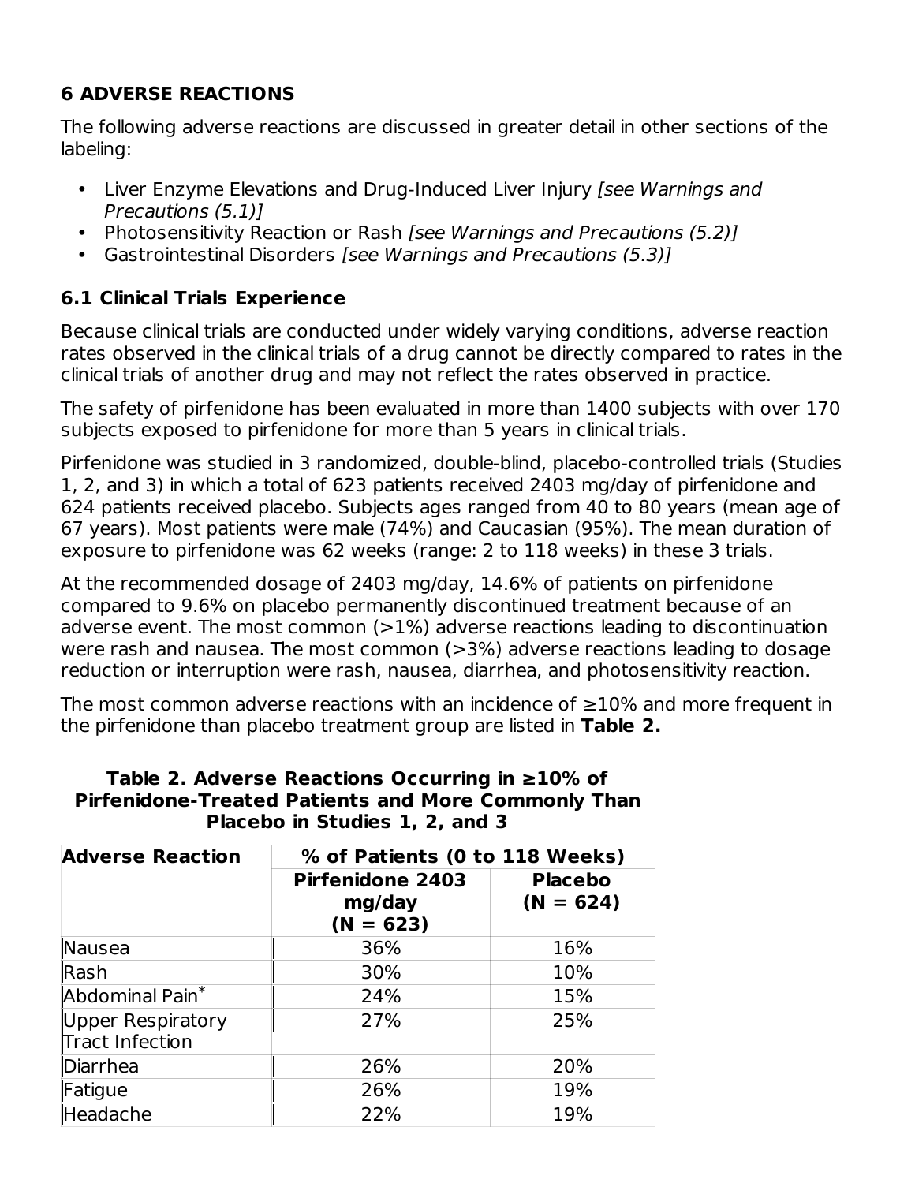## 6 ADVERSE REACTIONS

The following adverse reactions are discussed in greater detail in other sections of the labeling:

- Liver Enzyme Elevations and Drug-Induced Liver Injury *[see Warnings and Precautions (5.1)]*
- Photosensitivity Reaction or Rash *[see Warnings and Precautions (5.2)]*
- Gastrointestinal Disorders *[see Warnings and Precautions (5.3)]*

### 6.1 Clinical Trials Experience

Because clinical trials are conducted under widely varying conditions, adverse reaction rates observed in the clinical trials of a drug cannot be directly compared to rates in the clinical trials of another drug and may not reflect the rates observed in practice.

The safety of pirfenidone has been evaluated in more than 1400 subjects with over 170 subjects exposed to pirfenidone for more than 5 years in clinical trials.

Pirfenidone was studied in 3 randomized, double-blind, placebo-controlled trials (Studies 1, 2, and 3) in which a total of 623 patients received 2403 mg/day of pirfenidone and 624 patients received placebo. Subjects ages ranged from 40 to 80 years (mean age of 67 years). Most patients were male (74%) and Caucasian (95%). The mean duration of exposure to pirfenidone was 62 weeks (range: 2 to 118 weeks) in these 3 trials.

At the recommended dosage of 2403 mg/day, 14.6% of patients on pirfenidone compared to 9.6% on placebo permanently discontinued treatment because of an adverse event. The most common (>1%) adverse reactions leading to discontinuation were rash and nausea. The most common (>3%) adverse reactions leading to dosage reduction or interruption were rash, nausea, diarrhea, and photosensitivity reaction.

The most common adverse reactions with an incidence of ≥10% and more frequent in the pirfenidone than placebo treatment group are listed in **Table 2.**

**Table 2. Adverse Reactions Occurring in ≥10% of Pirfenidone-Treated Patients and More Commonly Than Placebo in Studies 1, 2, and 3**

| Adverse Reaction | % of Patients (0 to 118 Weeks) | |
|---|---|---|
| | Pirfenidone 2403 mg/day (N = 623) | Placebo (N = 624) |
| Nausea | 36% | 16% |
| Rash | 30% | 10% |
| Abdominal Pain* | 24% | 15% |
| Upper Respiratory Tract Infection | 27% | 25% |
| Diarrhea | 26% | 20% |
| Fatigue | 26% | 19% |
| Headache | 22% | 19% |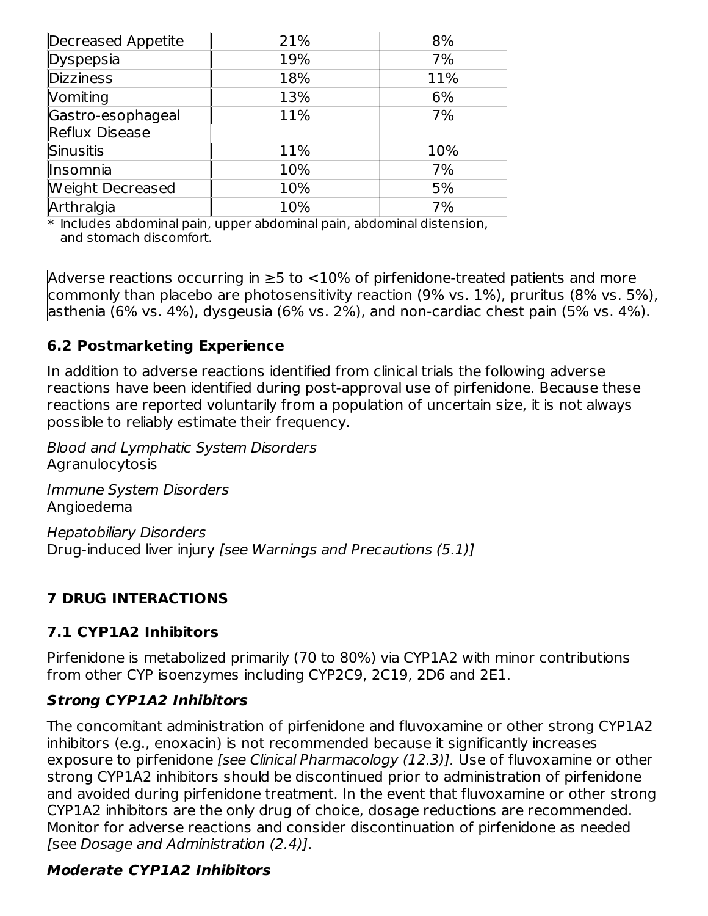| | | |
|---|---|---|
| Decreased Appetite | 21% | 8% |
| Dyspepsia | 19% | 7% |
| Dizziness | 18% | 11% |
| Vomiting | 13% | 6% |
| Gastro-esophageal Reflux Disease | 11% | 7% |
| Sinusitis | 11% | 10% |
| Insomnia | 10% | 7% |
| Weight Decreased | 10% | 5% |
| Arthralgia | 10% | 7% |

* Includes abdominal pain, upper abdominal pain, abdominal distension, and stomach discomfort.

Adverse reactions occurring in ≥5 to <10% of pirfenidone-treated patients and more commonly than placebo are photosensitivity reaction (9% vs. 1%), pruritus (8% vs. 5%), asthenia (6% vs. 4%), dysgeusia (6% vs. 2%), and non-cardiac chest pain (5% vs. 4%).

### 6.2 Postmarketing Experience

In addition to adverse reactions identified from clinical trials the following adverse reactions have been identified during post-approval use of pirfenidone. Because these reactions are reported voluntarily from a population of uncertain size, it is not always possible to reliably estimate their frequency.

*Blood and Lymphatic System Disorders*
Agranulocytosis

*Immune System Disorders*
Angioedema

*Hepatobiliary Disorders*
Drug-induced liver injury *[see Warnings and Precautions (5.1)]*

## 7 DRUG INTERACTIONS

### 7.1 CYP1A2 Inhibitors

Pirfenidone is metabolized primarily (70 to 80%) via CYP1A2 with minor contributions from other CYP isoenzymes including CYP2C9, 2C19, 2D6 and 2E1.

***Strong CYP1A2 Inhibitors***

The concomitant administration of pirfenidone and fluvoxamine or other strong CYP1A2 inhibitors (e.g., enoxacin) is not recommended because it significantly increases exposure to pirfenidone *[see Clinical Pharmacology (12.3)]*. Use of fluvoxamine or other strong CYP1A2 inhibitors should be discontinued prior to administration of pirfenidone and avoided during pirfenidone treatment. In the event that fluvoxamine or other strong CYP1A2 inhibitors are the only drug of choice, dosage reductions are recommended. Monitor for adverse reactions and consider discontinuation of pirfenidone as needed [see *Dosage and Administration (2.4)]*.

***Moderate CYP1A2 Inhibitors***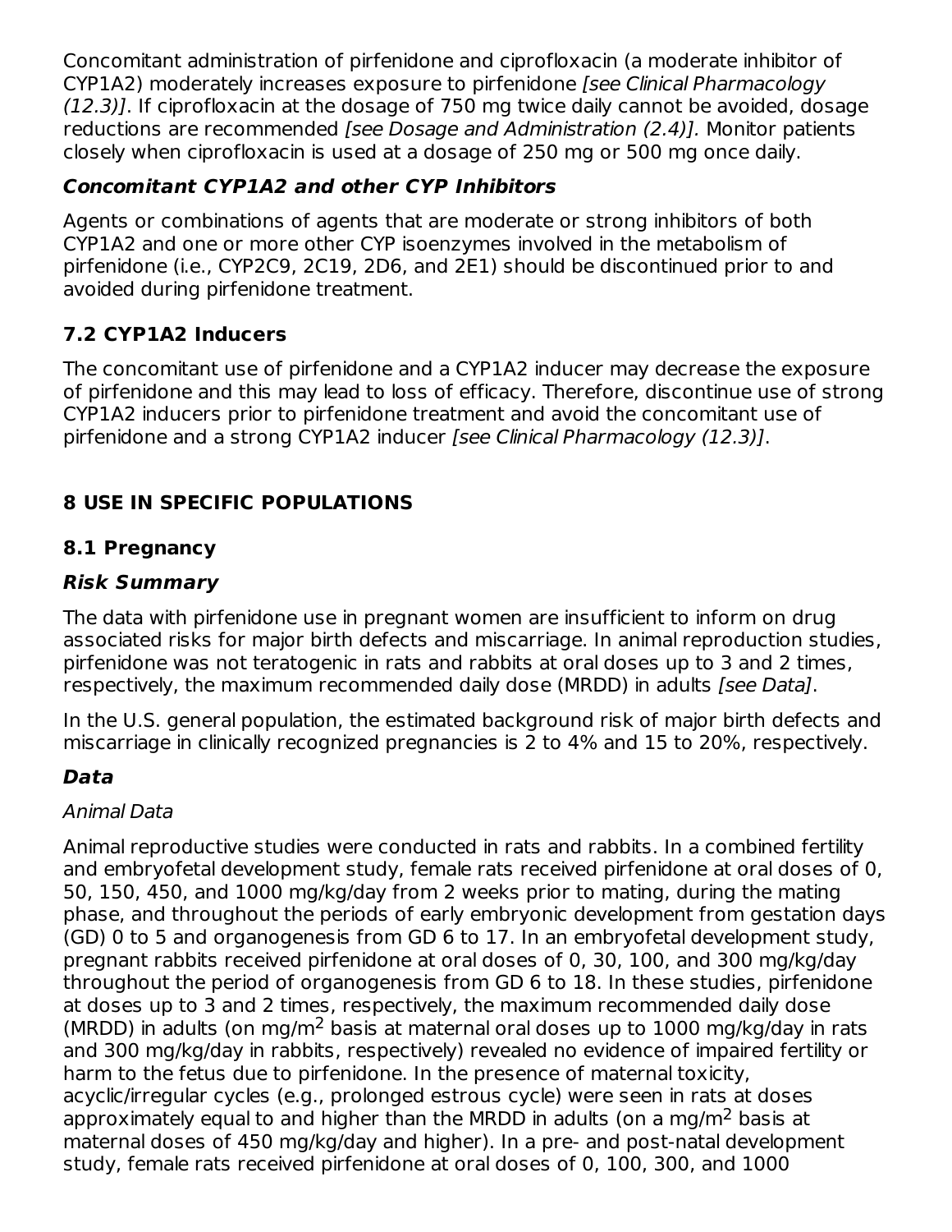Concomitant administration of pirfenidone and ciprofloxacin (a moderate inhibitor of CYP1A2) moderately increases exposure to pirfenidone *[see Clinical Pharmacology (12.3)]*. If ciprofloxacin at the dosage of 750 mg twice daily cannot be avoided, dosage reductions are recommended *[see Dosage and Administration (2.4)].* Monitor patients closely when ciprofloxacin is used at a dosage of 250 mg or 500 mg once daily.

***Concomitant CYP1A2 and other CYP Inhibitors***

Agents or combinations of agents that are moderate or strong inhibitors of both CYP1A2 and one or more other CYP isoenzymes involved in the metabolism of pirfenidone (i.e., CYP2C9, 2C19, 2D6, and 2E1) should be discontinued prior to and avoided during pirfenidone treatment.

## 7.2 CYP1A2 Inducers

The concomitant use of pirfenidone and a CYP1A2 inducer may decrease the exposure of pirfenidone and this may lead to loss of efficacy. Therefore, discontinue use of strong CYP1A2 inducers prior to pirfenidone treatment and avoid the concomitant use of pirfenidone and a strong CYP1A2 inducer *[see Clinical Pharmacology (12.3)]*.

# 8 USE IN SPECIFIC POPULATIONS

## 8.1 Pregnancy

***Risk Summary***

The data with pirfenidone use in pregnant women are insufficient to inform on drug associated risks for major birth defects and miscarriage. In animal reproduction studies, pirfenidone was not teratogenic in rats and rabbits at oral doses up to 3 and 2 times, respectively, the maximum recommended daily dose (MRDD) in adults *[see Data]*.

In the U.S. general population, the estimated background risk of major birth defects and miscarriage in clinically recognized pregnancies is 2 to 4% and 15 to 20%, respectively.

***Data***

*Animal Data*

Animal reproductive studies were conducted in rats and rabbits. In a combined fertility and embryofetal development study, female rats received pirfenidone at oral doses of 0, 50, 150, 450, and 1000 mg/kg/day from 2 weeks prior to mating, during the mating phase, and throughout the periods of early embryonic development from gestation days (GD) 0 to 5 and organogenesis from GD 6 to 17. In an embryofetal development study, pregnant rabbits received pirfenidone at oral doses of 0, 30, 100, and 300 mg/kg/day throughout the period of organogenesis from GD 6 to 18. In these studies, pirfenidone at doses up to 3 and 2 times, respectively, the maximum recommended daily dose (MRDD) in adults (on mg/$m^2$ basis at maternal oral doses up to 1000 mg/kg/day in rats and 300 mg/kg/day in rabbits, respectively) revealed no evidence of impaired fertility or harm to the fetus due to pirfenidone. In the presence of maternal toxicity, acyclic/irregular cycles (e.g., prolonged estrous cycle) were seen in rats at doses approximately equal to and higher than the MRDD in adults (on a mg/$m^2$ basis at maternal doses of 450 mg/kg/day and higher). In a pre- and post-natal development study, female rats received pirfenidone at oral doses of 0, 100, 300, and 1000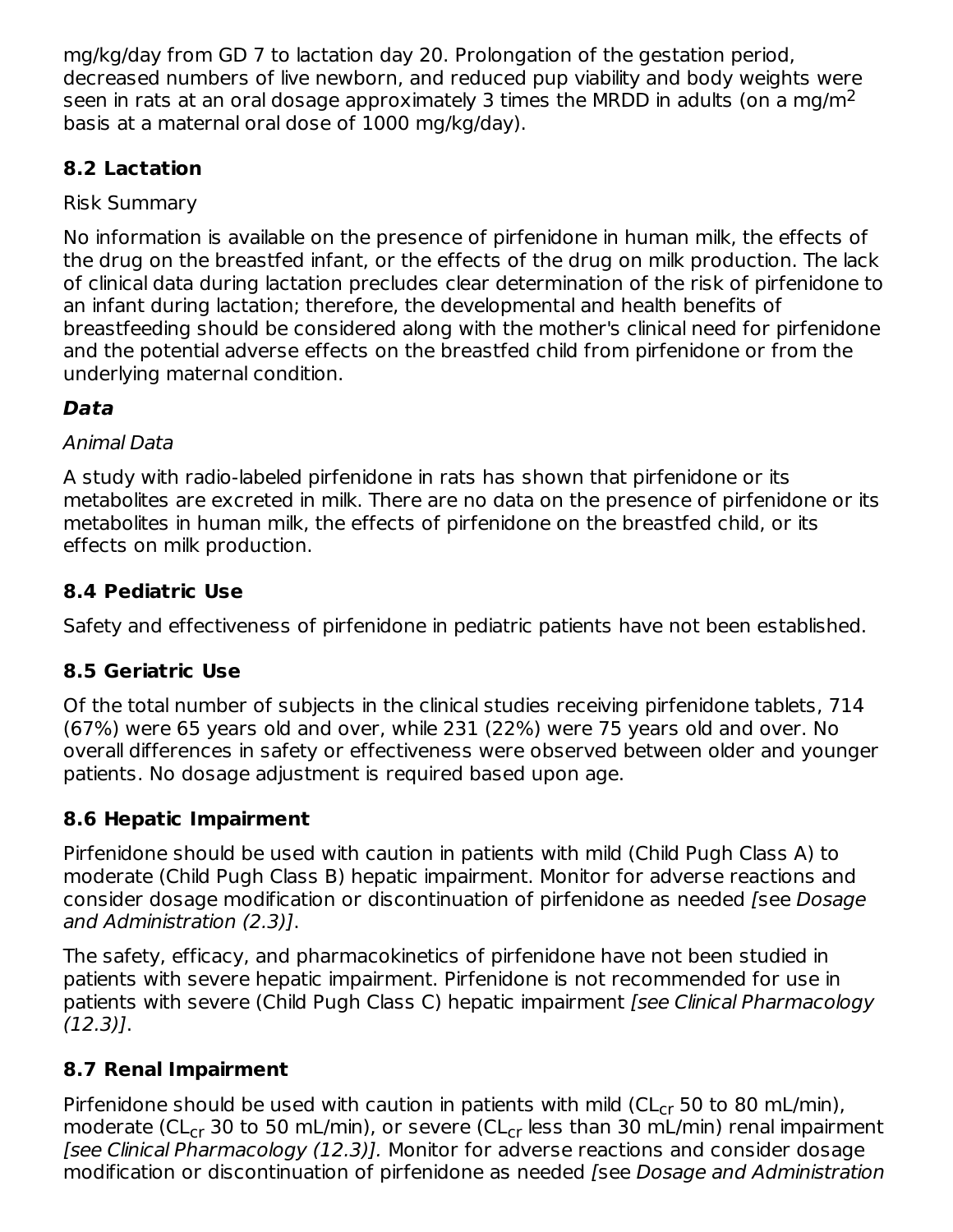mg/kg/day from GD 7 to lactation day 20. Prolongation of the gestation period, decreased numbers of live newborn, and reduced pup viability and body weights were seen in rats at an oral dosage approximately 3 times the MRDD in adults (on a $mg/m^2$ basis at a maternal oral dose of 1000 mg/kg/day).

## 8.2 Lactation

Risk Summary

No information is available on the presence of pirfenidone in human milk, the effects of the drug on the breastfed infant, or the effects of the drug on milk production. The lack of clinical data during lactation precludes clear determination of the risk of pirfenidone to an infant during lactation; therefore, the developmental and health benefits of breastfeeding should be considered along with the mother's clinical need for pirfenidone and the potential adverse effects on the breastfed child from pirfenidone or from the underlying maternal condition.

***Data***

*Animal Data*

A study with radio-labeled pirfenidone in rats has shown that pirfenidone or its metabolites are excreted in milk. There are no data on the presence of pirfenidone or its metabolites in human milk, the effects of pirfenidone on the breastfed child, or its effects on milk production.

## 8.4 Pediatric Use

Safety and effectiveness of pirfenidone in pediatric patients have not been established.

## 8.5 Geriatric Use

Of the total number of subjects in the clinical studies receiving pirfenidone tablets, 714 (67%) were 65 years old and over, while 231 (22%) were 75 years old and over. No overall differences in safety or effectiveness were observed between older and younger patients. No dosage adjustment is required based upon age.

## 8.6 Hepatic Impairment

Pirfenidone should be used with caution in patients with mild (Child Pugh Class A) to moderate (Child Pugh Class B) hepatic impairment. Monitor for adverse reactions and consider dosage modification or discontinuation of pirfenidone as needed [see *Dosage and Administration (2.3)*].

The safety, efficacy, and pharmacokinetics of pirfenidone have not been studied in patients with severe hepatic impairment. Pirfenidone is not recommended for use in patients with severe (Child Pugh Class C) hepatic impairment *[see Clinical Pharmacology (12.3)]*.

## 8.7 Renal Impairment

Pirfenidone should be used with caution in patients with mild ($CL_{cr}$ 50 to 80 mL/min), moderate ($CL_{cr}$ 30 to 50 mL/min), or severe ($CL_{cr}$ less than 30 mL/min) renal impairment *[see Clinical Pharmacology (12.3)]*. Monitor for adverse reactions and consider dosage modification or discontinuation of pirfenidone as needed [see *Dosage and Administration*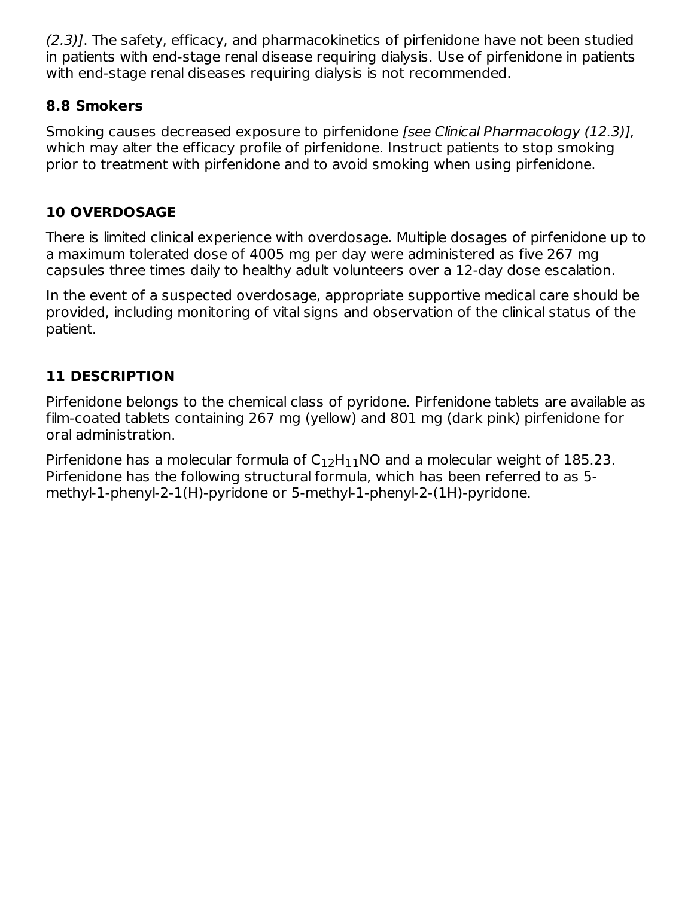*(2.3)]*. The safety, efficacy, and pharmacokinetics of pirfenidone have not been studied in patients with end-stage renal disease requiring dialysis. Use of pirfenidone in patients with end-stage renal diseases requiring dialysis is not recommended.

### 8.8 Smokers

Smoking causes decreased exposure to pirfenidone *[see Clinical Pharmacology (12.3)],* which may alter the efficacy profile of pirfenidone. Instruct patients to stop smoking prior to treatment with pirfenidone and to avoid smoking when using pirfenidone.

## 10 OVERDOSAGE

There is limited clinical experience with overdosage. Multiple dosages of pirfenidone up to a maximum tolerated dose of 4005 mg per day were administered as five 267 mg capsules three times daily to healthy adult volunteers over a 12-day dose escalation.

In the event of a suspected overdosage, appropriate supportive medical care should be provided, including monitoring of vital signs and observation of the clinical status of the patient.

## 11 DESCRIPTION

Pirfenidone belongs to the chemical class of pyridone. Pirfenidone tablets are available as film-coated tablets containing 267 mg (yellow) and 801 mg (dark pink) pirfenidone for oral administration.

Pirfenidone has a molecular formula of $C_{12}H_{11}NO$ and a molecular weight of 185.23. Pirfenidone has the following structural formula, which has been referred to as 5-methyl-1-phenyl-2-1(H)-pyridone or 5-methyl-1-phenyl-2-(1H)-pyridone.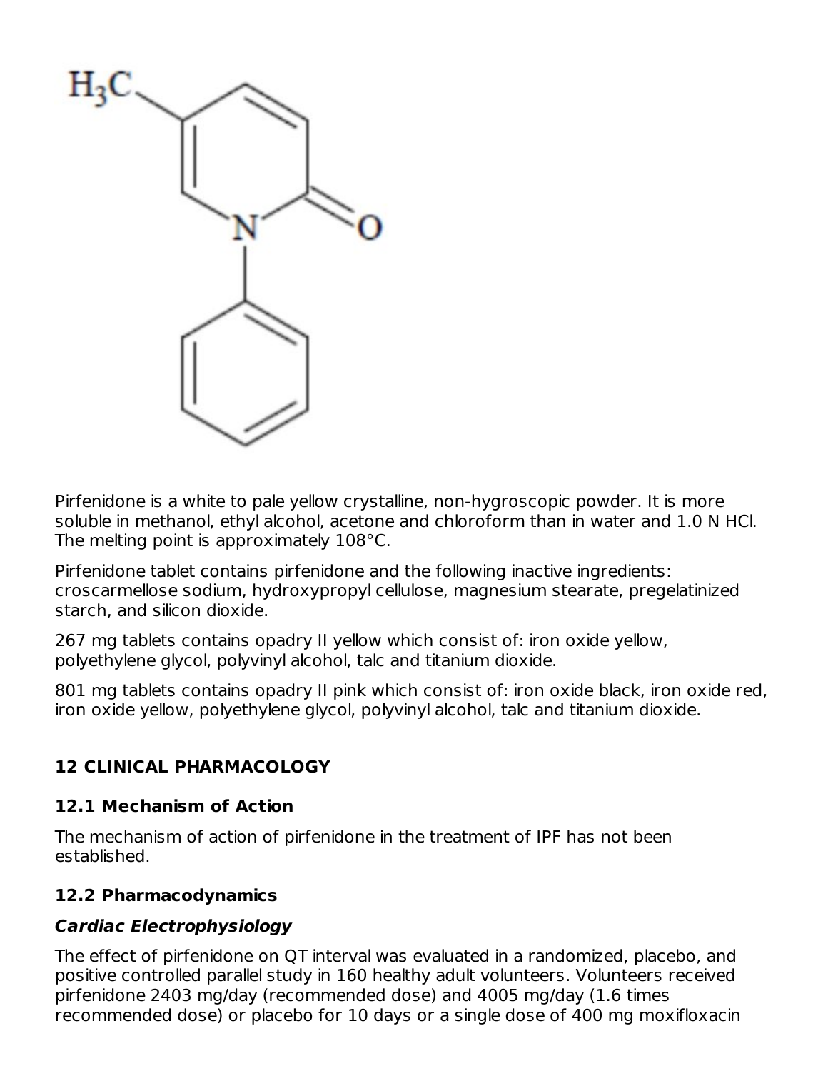Pirfenidone is a white to pale yellow crystalline, non-hygroscopic powder. It is more soluble in methanol, ethyl alcohol, acetone and chloroform than in water and 1.0 N HCl. The melting point is approximately 108°C.

Pirfenidone tablet contains pirfenidone and the following inactive ingredients: croscarmellose sodium, hydroxypropyl cellulose, magnesium stearate, pregelatinized starch, and silicon dioxide.

267 mg tablets contains opadry II yellow which consist of: iron oxide yellow, polyethylene glycol, polyvinyl alcohol, talc and titanium dioxide.

801 mg tablets contains opadry II pink which consist of: iron oxide black, iron oxide red, iron oxide yellow, polyethylene glycol, polyvinyl alcohol, talc and titanium dioxide.

## 12 CLINICAL PHARMACOLOGY

### 12.1 Mechanism of Action

The mechanism of action of pirfenidone in the treatment of IPF has not been established.

### 12.2 Pharmacodynamics

***Cardiac Electrophysiology***

The effect of pirfenidone on QT interval was evaluated in a randomized, placebo, and positive controlled parallel study in 160 healthy adult volunteers. Volunteers received pirfenidone 2403 mg/day (recommended dose) and 4005 mg/day (1.6 times recommended dose) or placebo for 10 days or a single dose of 400 mg moxifloxacin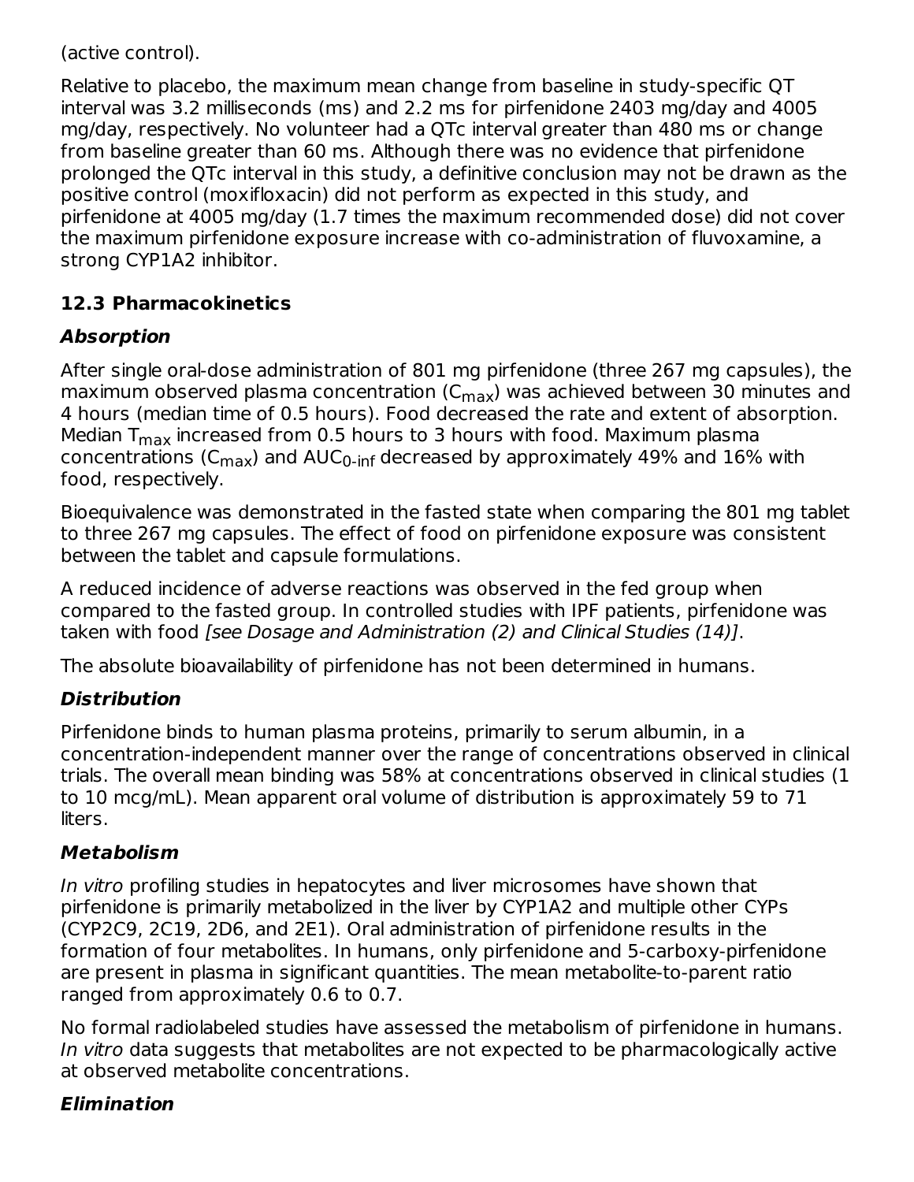(active control).

Relative to placebo, the maximum mean change from baseline in study-specific QT interval was 3.2 milliseconds (ms) and 2.2 ms for pirfenidone 2403 mg/day and 4005 mg/day, respectively. No volunteer had a QTc interval greater than 480 ms or change from baseline greater than 60 ms. Although there was no evidence that pirfenidone prolonged the QTc interval in this study, a definitive conclusion may not be drawn as the positive control (moxifloxacin) did not perform as expected in this study, and pirfenidone at 4005 mg/day (1.7 times the maximum recommended dose) did not cover the maximum pirfenidone exposure increase with co-administration of fluvoxamine, a strong CYP1A2 inhibitor.

### 12.3 Pharmacokinetics

#### *Absorption*

After single oral-dose administration of 801 mg pirfenidone (three 267 mg capsules), the maximum observed plasma concentration ($C_{max}$) was achieved between 30 minutes and 4 hours (median time of 0.5 hours). Food decreased the rate and extent of absorption. Median $T_{max}$ increased from 0.5 hours to 3 hours with food. Maximum plasma concentrations ($C_{max}$) and $AUC_{0\text{-}inf}$ decreased by approximately 49% and 16% with food, respectively.

Bioequivalence was demonstrated in the fasted state when comparing the 801 mg tablet to three 267 mg capsules. The effect of food on pirfenidone exposure was consistent between the tablet and capsule formulations.

A reduced incidence of adverse reactions was observed in the fed group when compared to the fasted group. In controlled studies with IPF patients, pirfenidone was taken with food *[see Dosage and Administration (2) and Clinical Studies (14)]*.

The absolute bioavailability of pirfenidone has not been determined in humans.

#### *Distribution*

Pirfenidone binds to human plasma proteins, primarily to serum albumin, in a concentration-independent manner over the range of concentrations observed in clinical trials. The overall mean binding was 58% at concentrations observed in clinical studies (1 to 10 mcg/mL). Mean apparent oral volume of distribution is approximately 59 to 71 liters.

#### *Metabolism*

*In vitro* profiling studies in hepatocytes and liver microsomes have shown that pirfenidone is primarily metabolized in the liver by CYP1A2 and multiple other CYPs (CYP2C9, 2C19, 2D6, and 2E1). Oral administration of pirfenidone results in the formation of four metabolites. In humans, only pirfenidone and 5-carboxy-pirfenidone are present in plasma in significant quantities. The mean metabolite-to-parent ratio ranged from approximately 0.6 to 0.7.

No formal radiolabeled studies have assessed the metabolism of pirfenidone in humans. *In vitro* data suggests that metabolites are not expected to be pharmacologically active at observed metabolite concentrations.

#### *Elimination*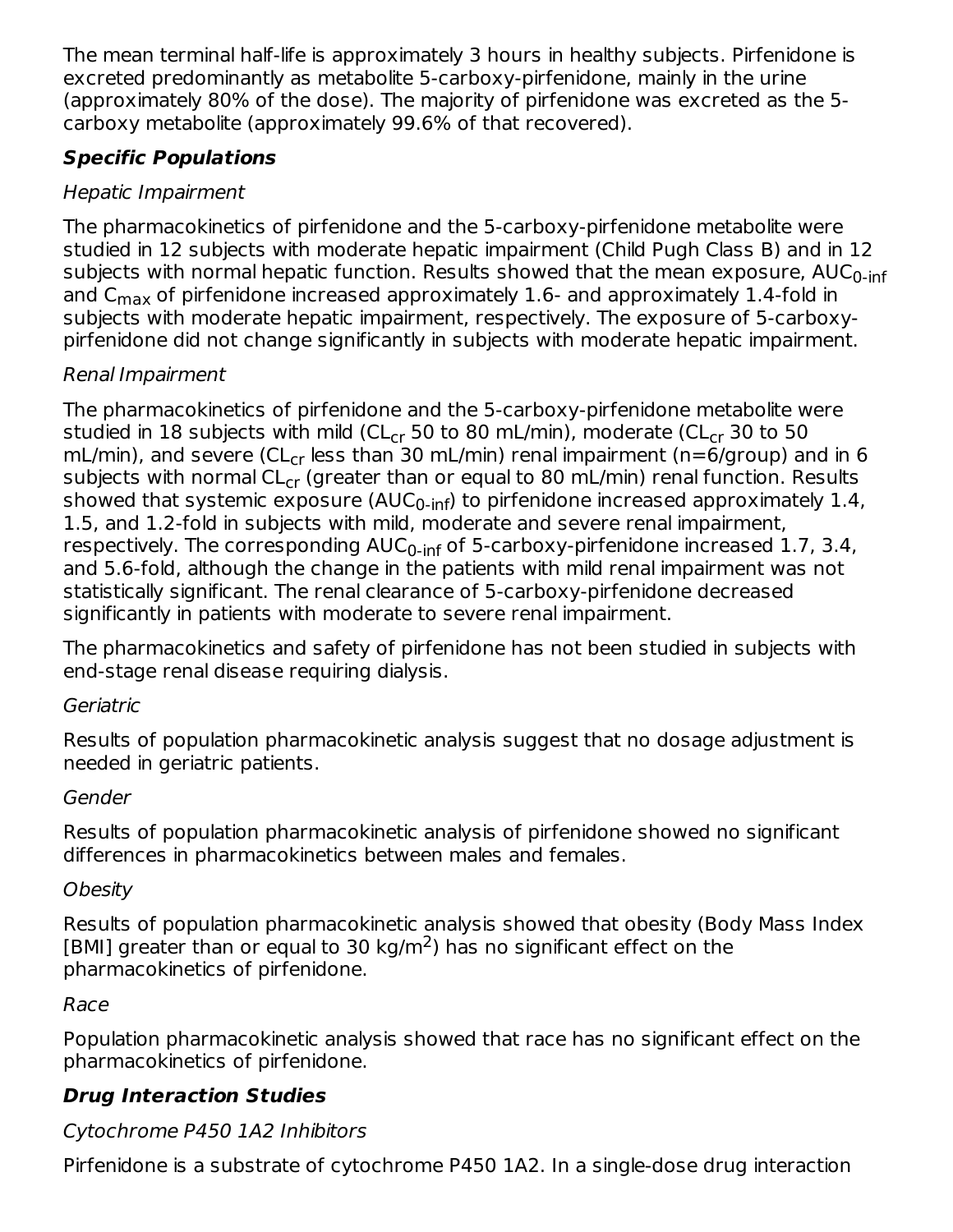The mean terminal half-life is approximately 3 hours in healthy subjects. Pirfenidone is excreted predominantly as metabolite 5-carboxy-pirfenidone, mainly in the urine (approximately 80% of the dose). The majority of pirfenidone was excreted as the 5-carboxy metabolite (approximately 99.6% of that recovered).

### *Specific Populations*

*Hepatic Impairment*

The pharmacokinetics of pirfenidone and the 5-carboxy-pirfenidone metabolite were studied in 12 subjects with moderate hepatic impairment (Child Pugh Class B) and in 12 subjects with normal hepatic function. Results showed that the mean exposure, $AUC_{0\text{-}inf}$ and $C_{max}$ of pirfenidone increased approximately 1.6- and approximately 1.4-fold in subjects with moderate hepatic impairment, respectively. The exposure of 5-carboxy-pirfenidone did not change significantly in subjects with moderate hepatic impairment.

*Renal Impairment*

The pharmacokinetics of pirfenidone and the 5-carboxy-pirfenidone metabolite were studied in 18 subjects with mild ($CL_{cr}$ 50 to 80 mL/min), moderate ($CL_{cr}$ 30 to 50 mL/min), and severe ($CL_{cr}$ less than 30 mL/min) renal impairment (n=6/group) and in 6 subjects with normal $CL_{cr}$ (greater than or equal to 80 mL/min) renal function. Results showed that systemic exposure ($AUC_{0\text{-}inf}$) to pirfenidone increased approximately 1.4, 1.5, and 1.2-fold in subjects with mild, moderate and severe renal impairment, respectively. The corresponding $AUC_{0\text{-}inf}$ of 5-carboxy-pirfenidone increased 1.7, 3.4, and 5.6-fold, although the change in the patients with mild renal impairment was not statistically significant. The renal clearance of 5-carboxy-pirfenidone decreased significantly in patients with moderate to severe renal impairment.

The pharmacokinetics and safety of pirfenidone has not been studied in subjects with end-stage renal disease requiring dialysis.

*Geriatric*

Results of population pharmacokinetic analysis suggest that no dosage adjustment is needed in geriatric patients.

*Gender*

Results of population pharmacokinetic analysis of pirfenidone showed no significant differences in pharmacokinetics between males and females.

*Obesity*

Results of population pharmacokinetic analysis showed that obesity (Body Mass Index [BMI] greater than or equal to 30 $kg/m^2$) has no significant effect on the pharmacokinetics of pirfenidone.

*Race*

Population pharmacokinetic analysis showed that race has no significant effect on the pharmacokinetics of pirfenidone.

### *Drug Interaction Studies*

*Cytochrome P450 1A2 Inhibitors*

Pirfenidone is a substrate of cytochrome P450 1A2. In a single-dose drug interaction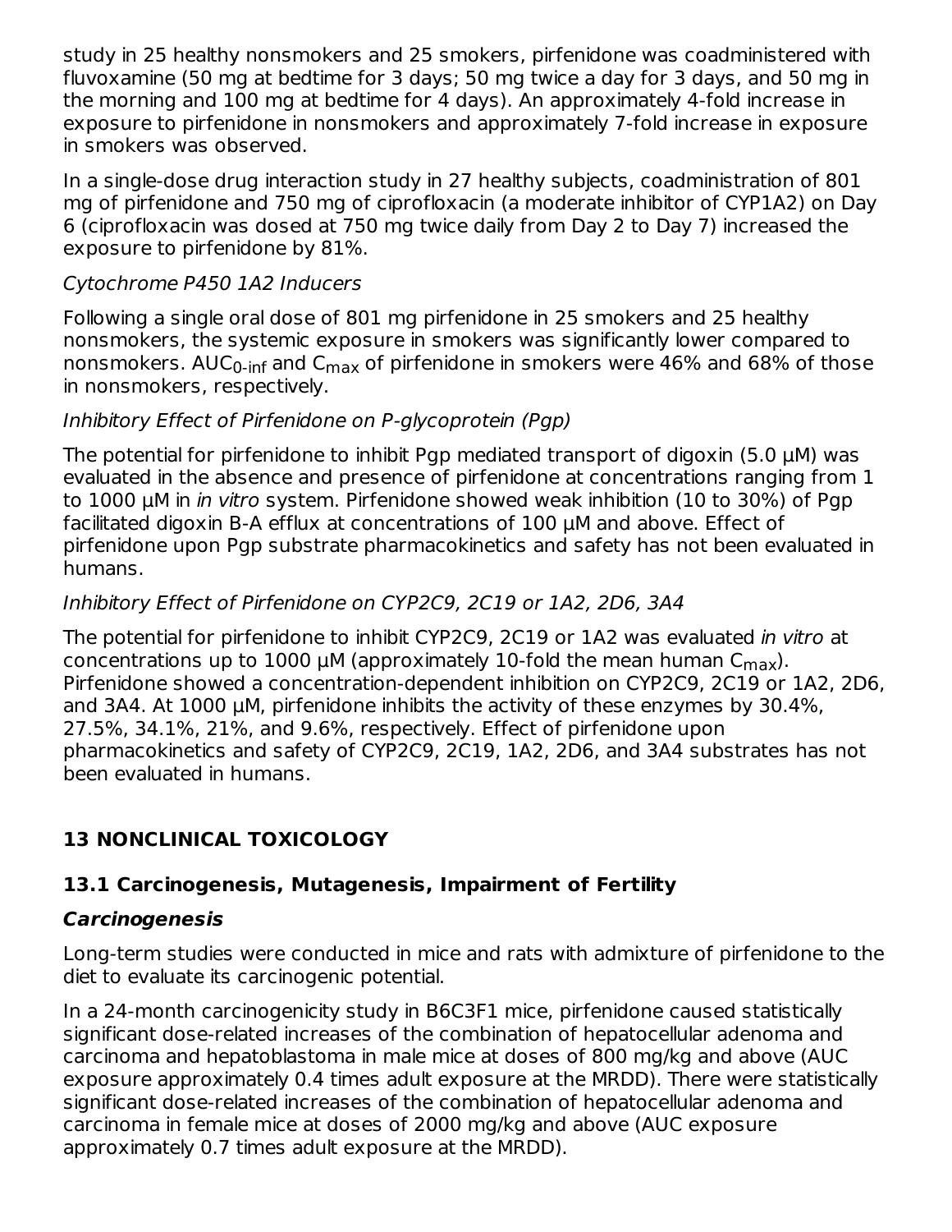study in 25 healthy nonsmokers and 25 smokers, pirfenidone was coadministered with fluvoxamine (50 mg at bedtime for 3 days; 50 mg twice a day for 3 days, and 50 mg in the morning and 100 mg at bedtime for 4 days). An approximately 4-fold increase in exposure to pirfenidone in nonsmokers and approximately 7-fold increase in exposure in smokers was observed.

In a single-dose drug interaction study in 27 healthy subjects, coadministration of 801 mg of pirfenidone and 750 mg of ciprofloxacin (a moderate inhibitor of CYP1A2) on Day 6 (ciprofloxacin was dosed at 750 mg twice daily from Day 2 to Day 7) increased the exposure to pirfenidone by 81%.

*Cytochrome P450 1A2 Inducers*

Following a single oral dose of 801 mg pirfenidone in 25 smokers and 25 healthy nonsmokers, the systemic exposure in smokers was significantly lower compared to nonsmokers. $AUC_{0\text{-inf}}$ and $C_{max}$ of pirfenidone in smokers were 46% and 68% of those in nonsmokers, respectively.

*Inhibitory Effect of Pirfenidone on P-glycoprotein (Pgp)*

The potential for pirfenidone to inhibit Pgp mediated transport of digoxin (5.0 µM) was evaluated in the absence and presence of pirfenidone at concentrations ranging from 1 to 1000 µM in *in vitro* system. Pirfenidone showed weak inhibition (10 to 30%) of Pgp facilitated digoxin B-A efflux at concentrations of 100 µM and above. Effect of pirfenidone upon Pgp substrate pharmacokinetics and safety has not been evaluated in humans.

*Inhibitory Effect of Pirfenidone on CYP2C9, 2C19 or 1A2, 2D6, 3A4*

The potential for pirfenidone to inhibit CYP2C9, 2C19 or 1A2 was evaluated *in vitro* at concentrations up to 1000 µM (approximately 10-fold the mean human $C_{max}$). Pirfenidone showed a concentration-dependent inhibition on CYP2C9, 2C19 or 1A2, 2D6, and 3A4. At 1000 µM, pirfenidone inhibits the activity of these enzymes by 30.4%, 27.5%, 34.1%, 21%, and 9.6%, respectively. Effect of pirfenidone upon pharmacokinetics and safety of CYP2C9, 2C19, 1A2, 2D6, and 3A4 substrates has not been evaluated in humans.

## 13 NONCLINICAL TOXICOLOGY

### 13.1 Carcinogenesis, Mutagenesis, Impairment of Fertility

***Carcinogenesis***

Long-term studies were conducted in mice and rats with admixture of pirfenidone to the diet to evaluate its carcinogenic potential.

In a 24-month carcinogenicity study in B6C3F1 mice, pirfenidone caused statistically significant dose-related increases of the combination of hepatocellular adenoma and carcinoma and hepatoblastoma in male mice at doses of 800 mg/kg and above (AUC exposure approximately 0.4 times adult exposure at the MRDD). There were statistically significant dose-related increases of the combination of hepatocellular adenoma and carcinoma in female mice at doses of 2000 mg/kg and above (AUC exposure approximately 0.7 times adult exposure at the MRDD).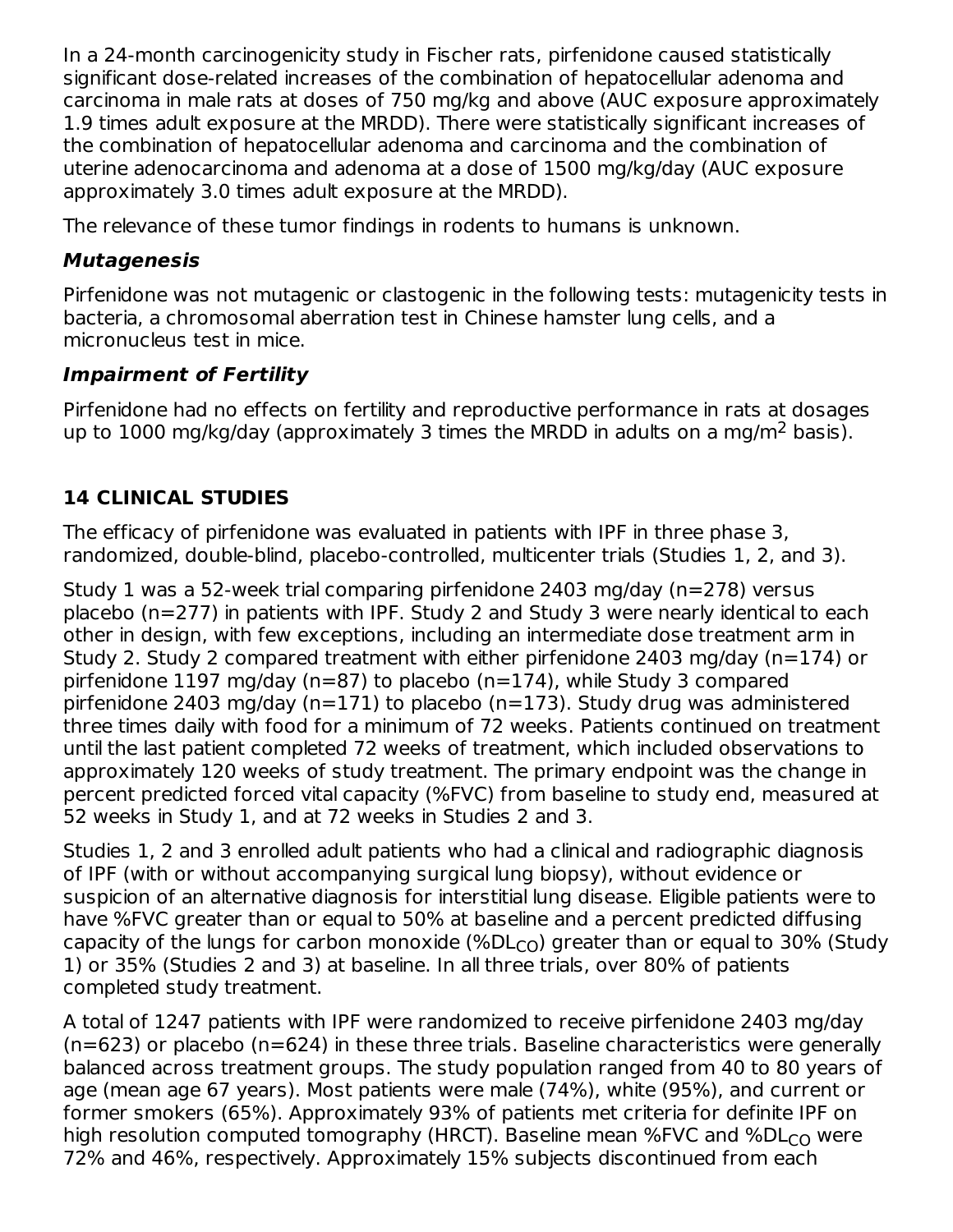In a 24-month carcinogenicity study in Fischer rats, pirfenidone caused statistically significant dose-related increases of the combination of hepatocellular adenoma and carcinoma in male rats at doses of 750 mg/kg and above (AUC exposure approximately 1.9 times adult exposure at the MRDD). There were statistically significant increases of the combination of hepatocellular adenoma and carcinoma and the combination of uterine adenocarcinoma and adenoma at a dose of 1500 mg/kg/day (AUC exposure approximately 3.0 times adult exposure at the MRDD).

The relevance of these tumor findings in rodents to humans is unknown.

***Mutagenesis***

Pirfenidone was not mutagenic or clastogenic in the following tests: mutagenicity tests in bacteria, a chromosomal aberration test in Chinese hamster lung cells, and a micronucleus test in mice.

***Impairment of Fertility***

Pirfenidone had no effects on fertility and reproductive performance in rats at dosages up to 1000 mg/kg/day (approximately 3 times the MRDD in adults on a mg/m$^2$ basis).

## 14 CLINICAL STUDIES

The efficacy of pirfenidone was evaluated in patients with IPF in three phase 3, randomized, double-blind, placebo-controlled, multicenter trials (Studies 1, 2, and 3).

Study 1 was a 52-week trial comparing pirfenidone 2403 mg/day (n=278) versus placebo (n=277) in patients with IPF. Study 2 and Study 3 were nearly identical to each other in design, with few exceptions, including an intermediate dose treatment arm in Study 2. Study 2 compared treatment with either pirfenidone 2403 mg/day (n=174) or pirfenidone 1197 mg/day (n=87) to placebo (n=174), while Study 3 compared pirfenidone 2403 mg/day (n=171) to placebo (n=173). Study drug was administered three times daily with food for a minimum of 72 weeks. Patients continued on treatment until the last patient completed 72 weeks of treatment, which included observations to approximately 120 weeks of study treatment. The primary endpoint was the change in percent predicted forced vital capacity (%FVC) from baseline to study end, measured at 52 weeks in Study 1, and at 72 weeks in Studies 2 and 3.

Studies 1, 2 and 3 enrolled adult patients who had a clinical and radiographic diagnosis of IPF (with or without accompanying surgical lung biopsy), without evidence or suspicion of an alternative diagnosis for interstitial lung disease. Eligible patients were to have %FVC greater than or equal to 50% at baseline and a percent predicted diffusing capacity of the lungs for carbon monoxide (%$DL_{CO}$) greater than or equal to 30% (Study 1) or 35% (Studies 2 and 3) at baseline. In all three trials, over 80% of patients completed study treatment.

A total of 1247 patients with IPF were randomized to receive pirfenidone 2403 mg/day (n=623) or placebo (n=624) in these three trials. Baseline characteristics were generally balanced across treatment groups. The study population ranged from 40 to 80 years of age (mean age 67 years). Most patients were male (74%), white (95%), and current or former smokers (65%). Approximately 93% of patients met criteria for definite IPF on high resolution computed tomography (HRCT). Baseline mean %FVC and %$DL_{CO}$ were 72% and 46%, respectively. Approximately 15% subjects discontinued from each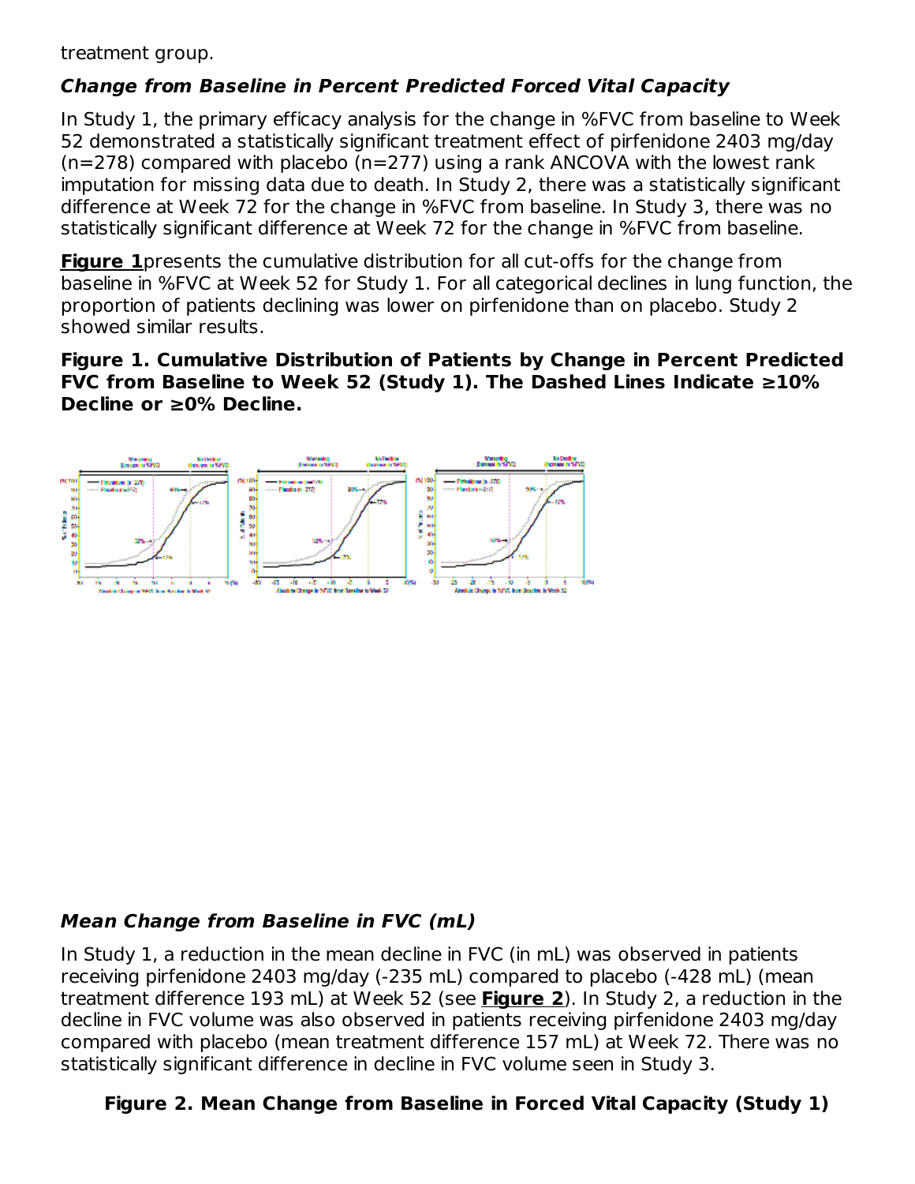treatment group.

### *Change from Baseline in Percent Predicted Forced Vital Capacity*

In Study 1, the primary efficacy analysis for the change in %FVC from baseline to Week 52 demonstrated a statistically significant treatment effect of pirfenidone 2403 mg/day (n=278) compared with placebo (n=277) using a rank ANCOVA with the lowest rank imputation for missing data due to death. In Study 2, there was a statistically significant difference at Week 72 for the change in %FVC from baseline. In Study 3, there was no statistically significant difference at Week 72 for the change in %FVC from baseline.

**Figure 1** presents the cumulative distribution for all cut-offs for the change from baseline in %FVC at Week 52 for Study 1. For all categorical declines in lung function, the proportion of patients declining was lower on pirfenidone than on placebo. Study 2 showed similar results.

**Figure 1. Cumulative Distribution of Patients by Change in Percent Predicted FVC from Baseline to Week 52 (Study 1). The Dashed Lines Indicate ≥10% Decline or ≥0% Decline.**

### *Mean Change from Baseline in FVC (mL)*

In Study 1, a reduction in the mean decline in FVC (in mL) was observed in patients receiving pirfenidone 2403 mg/day (-235 mL) compared to placebo (-428 mL) (mean treatment difference 193 mL) at Week 52 (see **Figure 2**). In Study 2, a reduction in the decline in FVC volume was also observed in patients receiving pirfenidone 2403 mg/day compared with placebo (mean treatment difference 157 mL) at Week 72. There was no statistically significant difference in decline in FVC volume seen in Study 3.

**Figure 2. Mean Change from Baseline in Forced Vital Capacity (Study 1)**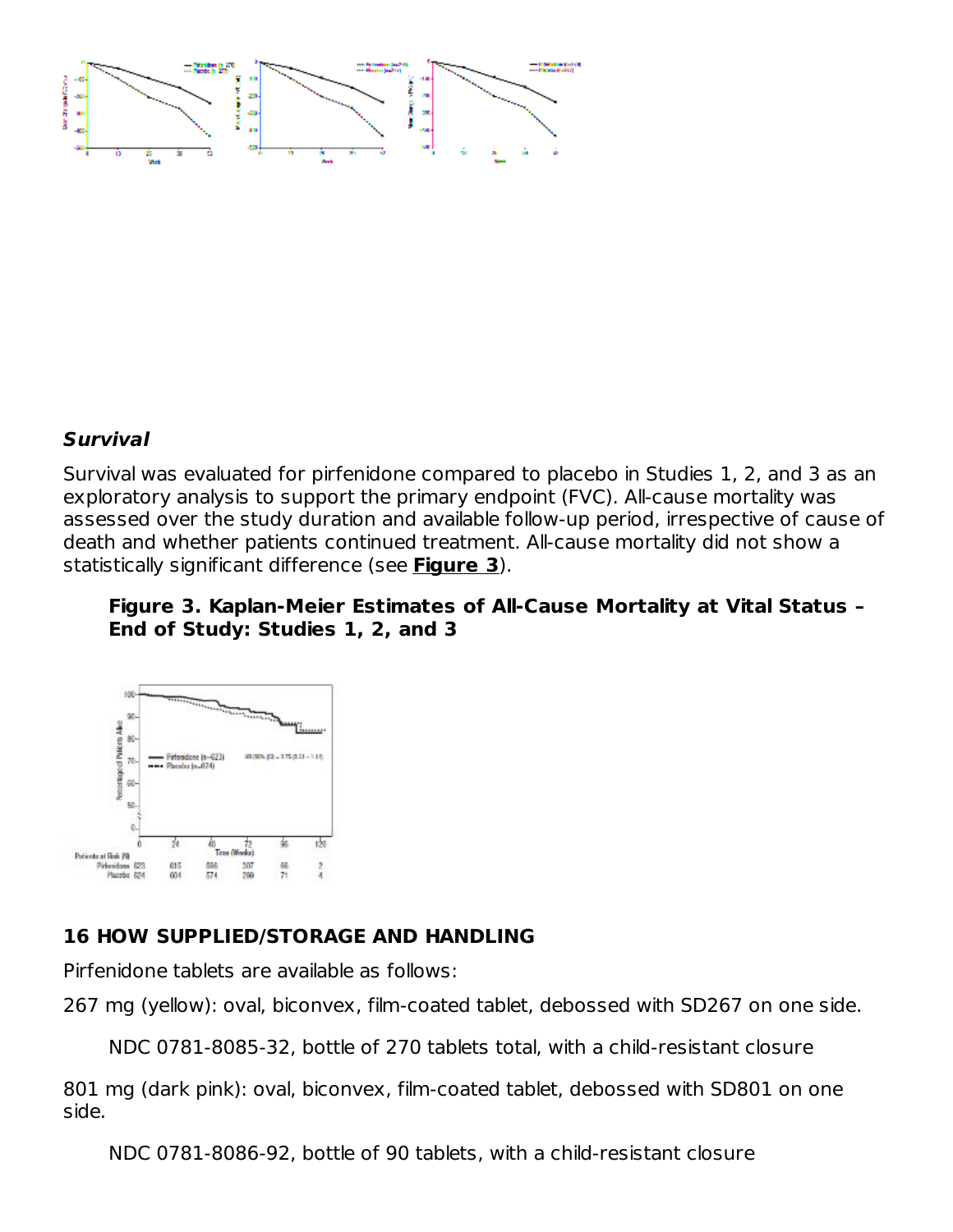### *Survival*

Survival was evaluated for pirfenidone compared to placebo in Studies 1, 2, and 3 as an exploratory analysis to support the primary endpoint (FVC). All-cause mortality was assessed over the study duration and available follow-up period, irrespective of cause of death and whether patients continued treatment. All-cause mortality did not show a statistically significant difference (see **Figure 3**).

**Figure 3. Kaplan-Meier Estimates of All-Cause Mortality at Vital Status – End of Study: Studies 1, 2, and 3**

## 16 HOW SUPPLIED/STORAGE AND HANDLING

Pirfenidone tablets are available as follows:

267 mg (yellow): oval, biconvex, film-coated tablet, debossed with SD267 on one side.

NDC 0781-8085-32, bottle of 270 tablets total, with a child-resistant closure

801 mg (dark pink): oval, biconvex, film-coated tablet, debossed with SD801 on one side.

NDC 0781-8086-92, bottle of 90 tablets, with a child-resistant closure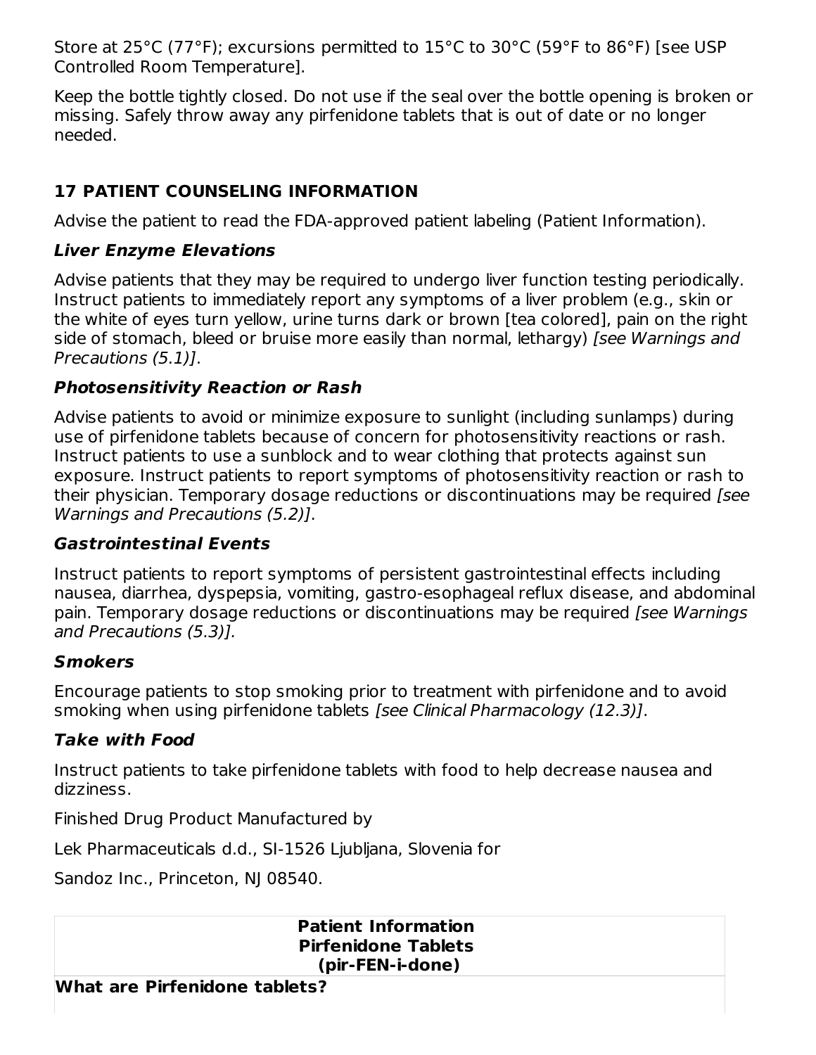Store at 25°C (77°F); excursions permitted to 15°C to 30°C (59°F to 86°F) [see USP Controlled Room Temperature].

Keep the bottle tightly closed. Do not use if the seal over the bottle opening is broken or missing. Safely throw away any pirfenidone tablets that is out of date or no longer needed.

## 17 PATIENT COUNSELING INFORMATION

Advise the patient to read the FDA-approved patient labeling (Patient Information).

### *Liver Enzyme Elevations*

Advise patients that they may be required to undergo liver function testing periodically. Instruct patients to immediately report any symptoms of a liver problem (e.g., skin or the white of eyes turn yellow, urine turns dark or brown [tea colored], pain on the right side of stomach, bleed or bruise more easily than normal, lethargy) *[see Warnings and Precautions (5.1)]*.

### *Photosensitivity Reaction or Rash*

Advise patients to avoid or minimize exposure to sunlight (including sunlamps) during use of pirfenidone tablets because of concern for photosensitivity reactions or rash. Instruct patients to use a sunblock and to wear clothing that protects against sun exposure. Instruct patients to report symptoms of photosensitivity reaction or rash to their physician. Temporary dosage reductions or discontinuations may be required *[see Warnings and Precautions (5.2)]*.

### *Gastrointestinal Events*

Instruct patients to report symptoms of persistent gastrointestinal effects including nausea, diarrhea, dyspepsia, vomiting, gastro-esophageal reflux disease, and abdominal pain. Temporary dosage reductions or discontinuations may be required *[see Warnings and Precautions (5.3)].*

### *Smokers*

Encourage patients to stop smoking prior to treatment with pirfenidone and to avoid smoking when using pirfenidone tablets *[see Clinical Pharmacology (12.3)]*.

### *Take with Food*

Instruct patients to take pirfenidone tablets with food to help decrease nausea and dizziness.

Finished Drug Product Manufactured by

Lek Pharmaceuticals d.d., SI-1526 Ljubljana, Slovenia for

Sandoz Inc., Princeton, NJ 08540.

| **Patient Information**<br>**Pirfenidone Tablets**<br>**(pir-FEN-i-done)** |
|---|
| **What are Pirfenidone tablets?** |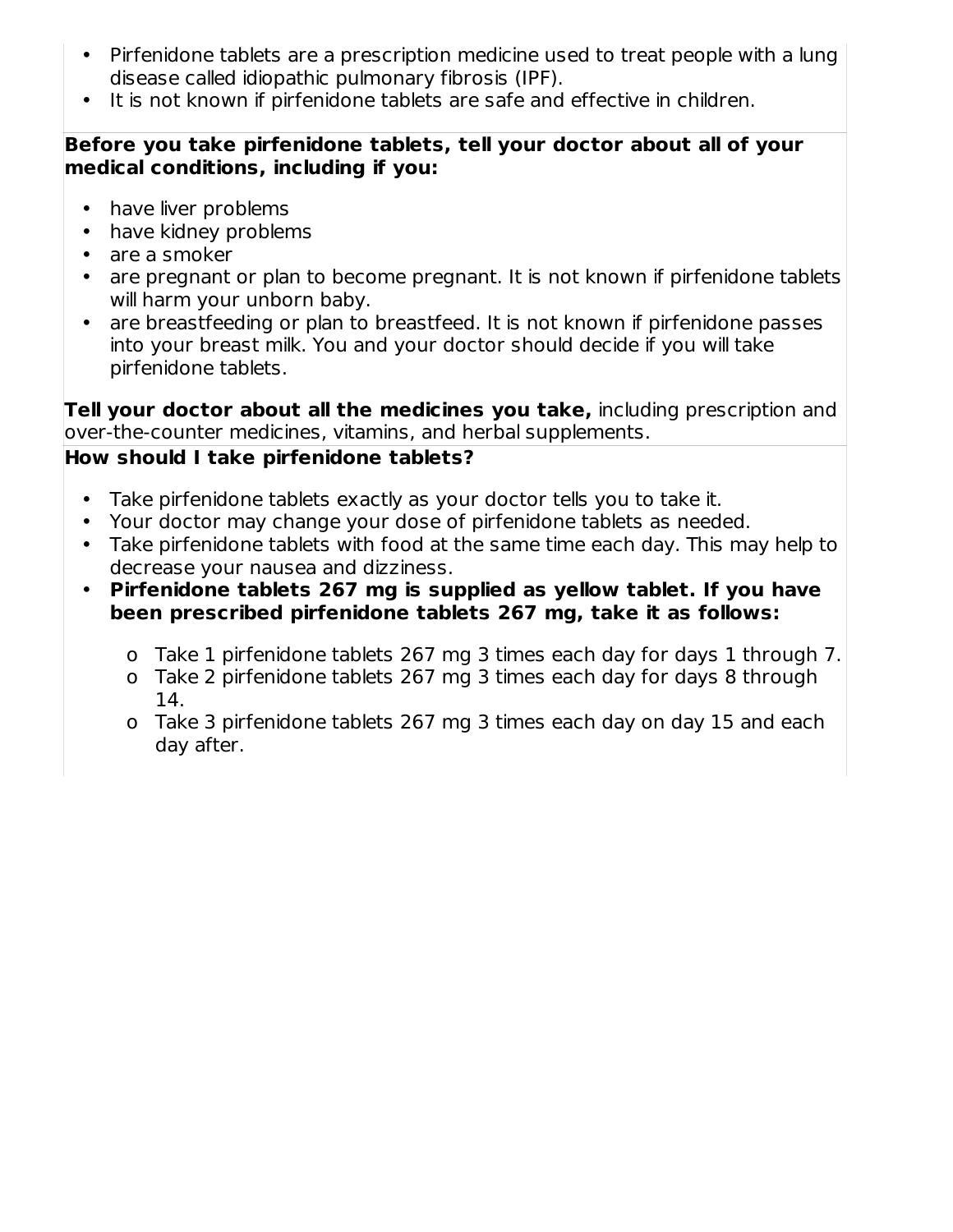- Pirfenidone tablets are a prescription medicine used to treat people with a lung disease called idiopathic pulmonary fibrosis (IPF).
- It is not known if pirfenidone tablets are safe and effective in children.

**Before you take pirfenidone tablets, tell your doctor about all of your medical conditions, including if you:**

- have liver problems
- have kidney problems
- are a smoker
- are pregnant or plan to become pregnant. It is not known if pirfenidone tablets will harm your unborn baby.
- are breastfeeding or plan to breastfeed. It is not known if pirfenidone passes into your breast milk. You and your doctor should decide if you will take pirfenidone tablets.

**Tell your doctor about all the medicines you take,** including prescription and over-the-counter medicines, vitamins, and herbal supplements.

**How should I take pirfenidone tablets?**

- Take pirfenidone tablets exactly as your doctor tells you to take it.
- Your doctor may change your dose of pirfenidone tablets as needed.
- Take pirfenidone tablets with food at the same time each day. This may help to decrease your nausea and dizziness.
- **Pirfenidone tablets 267 mg is supplied as yellow tablet. If you have been prescribed pirfenidone tablets 267 mg, take it as follows:**
  - Take 1 pirfenidone tablets 267 mg 3 times each day for days 1 through 7.
  - Take 2 pirfenidone tablets 267 mg 3 times each day for days 8 through 14.
  - Take 3 pirfenidone tablets 267 mg 3 times each day on day 15 and each day after.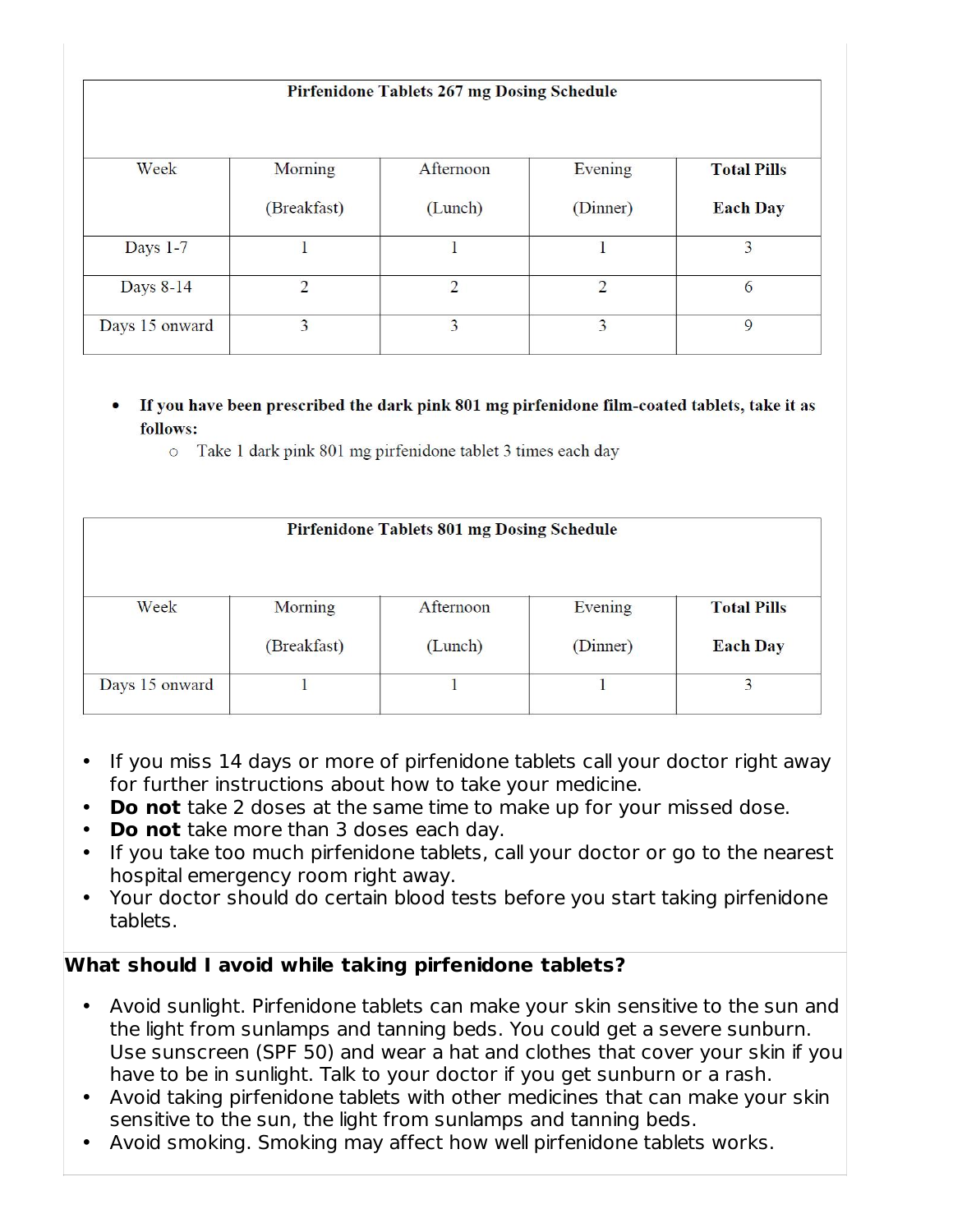| Pirfenidone Tablets 267 mg Dosing Schedule | | | | |
|---|---|---|---|---|
| Week | Morning (Breakfast) | Afternoon (Lunch) | Evening (Dinner) | **Total Pills Each Day** |
| Days 1-7 | 1 | 1 | 1 | 3 |
| Days 8-14 | 2 | 2 | 2 | 6 |
| Days 15 onward | 3 | 3 | 3 | 9 |

- **If you have been prescribed the dark pink 801 mg pirfenidone film-coated tablets, take it as follows:**
  - Take 1 dark pink 801 mg pirfenidone tablet 3 times each day

| Pirfenidone Tablets 801 mg Dosing Schedule | | | | |
|---|---|---|---|---|
| Week | Morning (Breakfast) | Afternoon (Lunch) | Evening (Dinner) | **Total Pills Each Day** |
| Days 15 onward | 1 | 1 | 1 | 3 |

- If you miss 14 days or more of pirfenidone tablets call your doctor right away for further instructions about how to take your medicine.
- **Do not** take 2 doses at the same time to make up for your missed dose.
- **Do not** take more than 3 doses each day.
- If you take too much pirfenidone tablets, call your doctor or go to the nearest hospital emergency room right away.
- Your doctor should do certain blood tests before you start taking pirfenidone tablets.

**What should I avoid while taking pirfenidone tablets?**

- Avoid sunlight. Pirfenidone tablets can make your skin sensitive to the sun and the light from sunlamps and tanning beds. You could get a severe sunburn. Use sunscreen (SPF 50) and wear a hat and clothes that cover your skin if you have to be in sunlight. Talk to your doctor if you get sunburn or a rash.
- Avoid taking pirfenidone tablets with other medicines that can make your skin sensitive to the sun, the light from sunlamps and tanning beds.
- Avoid smoking. Smoking may affect how well pirfenidone tablets works.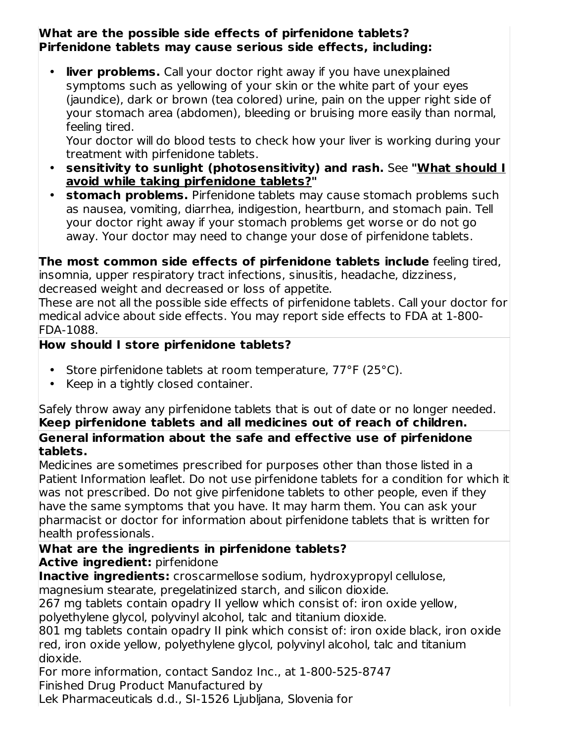**What are the possible side effects of pirfenidone tablets?**
**Pirfenidone tablets may cause serious side effects, including:**

- **liver problems.** Call your doctor right away if you have unexplained symptoms such as yellowing of your skin or the white part of your eyes (jaundice), dark or brown (tea colored) urine, pain on the upper right side of your stomach area (abdomen), bleeding or bruising more easily than normal, feeling tired.
  Your doctor will do blood tests to check how your liver is working during your treatment with pirfenidone tablets.
- **sensitivity to sunlight (photosensitivity) and rash.** See **"What should I avoid while taking pirfenidone tablets?"**
- **stomach problems.** Pirfenidone tablets may cause stomach problems such as nausea, vomiting, diarrhea, indigestion, heartburn, and stomach pain. Tell your doctor right away if your stomach problems get worse or do not go away. Your doctor may need to change your dose of pirfenidone tablets.

**The most common side effects of pirfenidone tablets include** feeling tired, insomnia, upper respiratory tract infections, sinusitis, headache, dizziness, decreased weight and decreased or loss of appetite.
These are not all the possible side effects of pirfenidone tablets. Call your doctor for medical advice about side effects. You may report side effects to FDA at 1-800-FDA-1088.

**How should I store pirfenidone tablets?**

- Store pirfenidone tablets at room temperature, 77°F (25°C).
- Keep in a tightly closed container.

Safely throw away any pirfenidone tablets that is out of date or no longer needed.
**Keep pirfenidone tablets and all medicines out of reach of children.**

**General information about the safe and effective use of pirfenidone tablets.**
Medicines are sometimes prescribed for purposes other than those listed in a Patient Information leaflet. Do not use pirfenidone tablets for a condition for which it was not prescribed. Do not give pirfenidone tablets to other people, even if they have the same symptoms that you have. It may harm them. You can ask your pharmacist or doctor for information about pirfenidone tablets that is written for health professionals.

**What are the ingredients in pirfenidone tablets?**
**Active ingredient:** pirfenidone
**Inactive ingredients:** croscarmellose sodium, hydroxypropyl cellulose, magnesium stearate, pregelatinized starch, and silicon dioxide.
267 mg tablets contain opadry II yellow which consist of: iron oxide yellow, polyethylene glycol, polyvinyl alcohol, talc and titanium dioxide.
801 mg tablets contain opadry II pink which consist of: iron oxide black, iron oxide red, iron oxide yellow, polyethylene glycol, polyvinyl alcohol, talc and titanium dioxide.
For more information, contact Sandoz Inc., at 1-800-525-8747
Finished Drug Product Manufactured by
Lek Pharmaceuticals d.d., SI-1526 Ljubljana, Slovenia for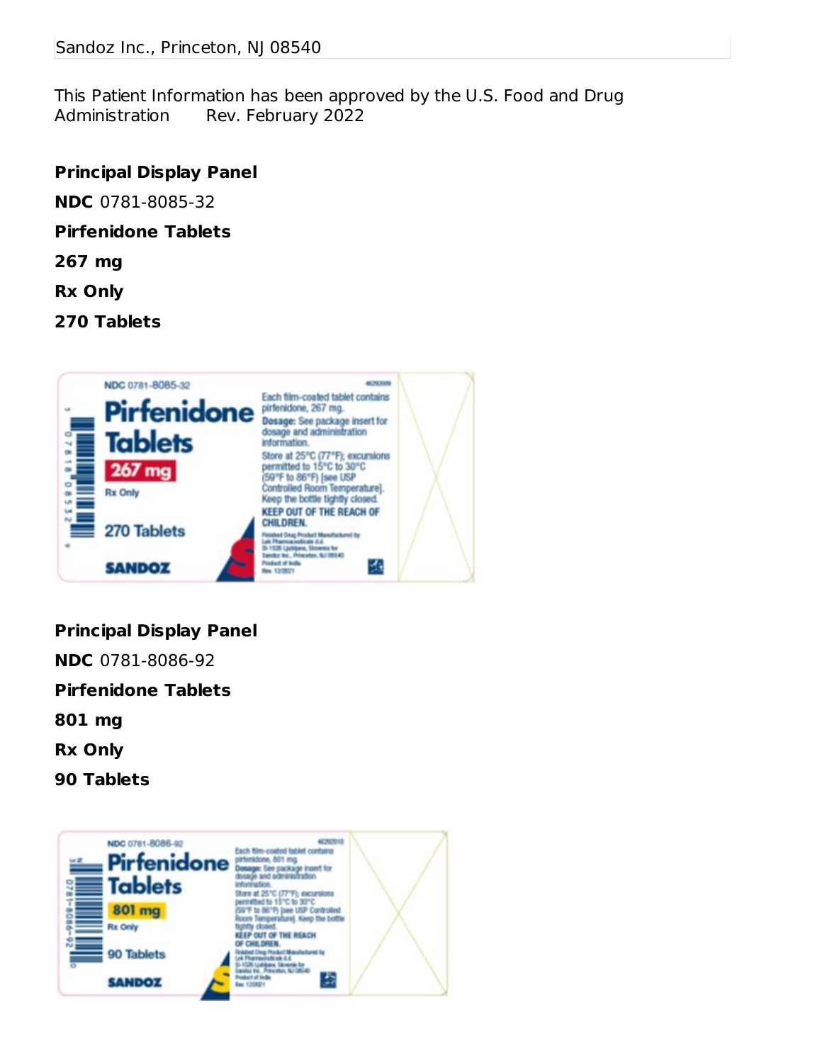Sandoz Inc., Princeton, NJ 08540

This Patient Information has been approved by the U.S. Food and Drug Administration Rev. February 2022

**Principal Display Panel**

**NDC** 0781-8085-32

**Pirfenidone Tablets**

**267 mg**

**Rx Only**

**270 Tablets**

**Principal Display Panel**

**NDC** 0781-8086-92

**Pirfenidone Tablets**

**801 mg**

**Rx Only**

**90 Tablets**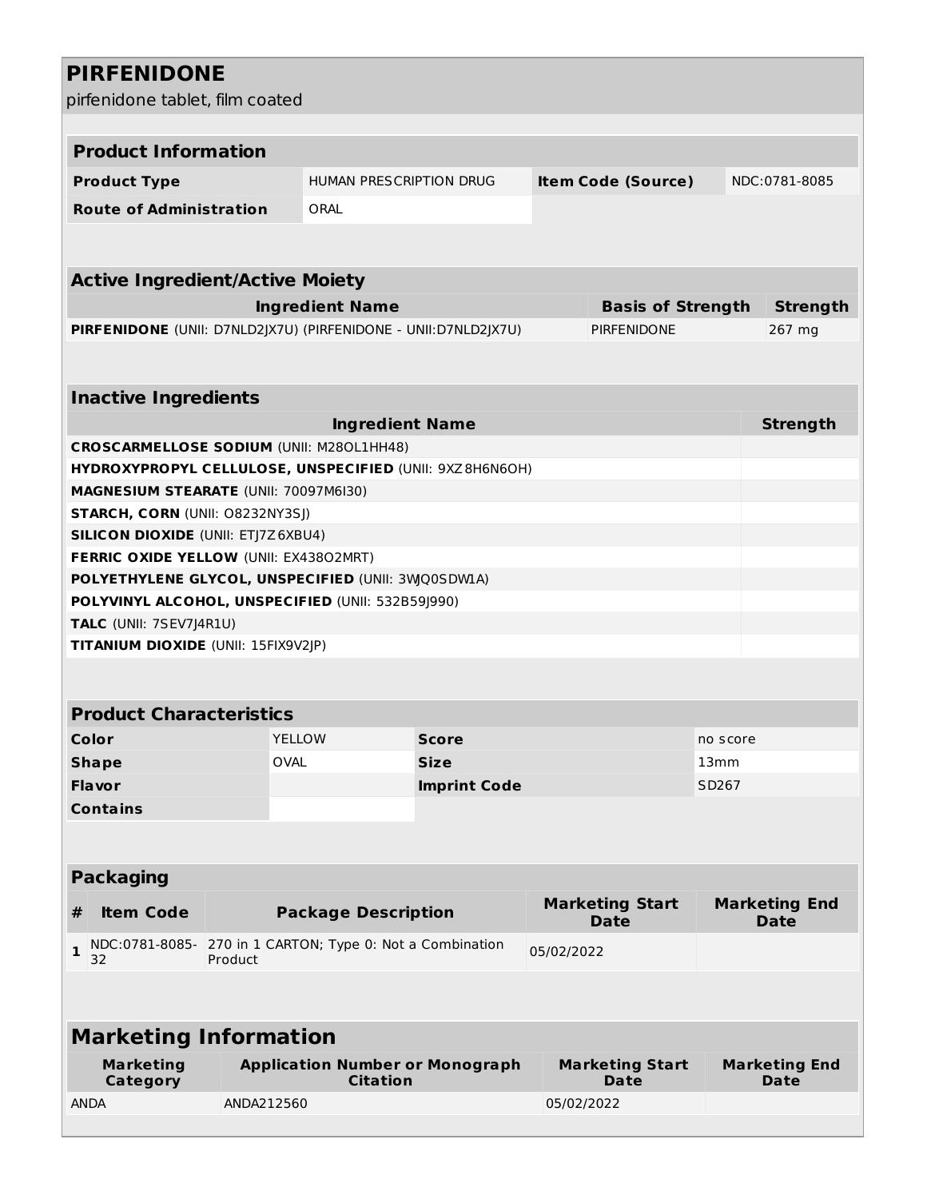# PIRFENIDONE

pirfenidone tablet, film coated

| **Product Information** | | | |
|---|---|---|---|
| **Product Type** | HUMAN PRESCRIPTION DRUG | **Item Code (Source)** | NDC:0781-8085 |
| **Route of Administration** | ORAL | | |

| **Active Ingredient/Active Moiety** | | |
|---|---|---|
| **Ingredient Name** | **Basis of Strength** | **Strength** |
| **PIRFENIDONE** (UNII: D7NLD2JX7U) (PIRFENIDONE - UNII:D7NLD2JX7U) | PIRFENIDONE | 267 mg |

| **Inactive Ingredients** | |
|---|---|
| **Ingredient Name** | **Strength** |
| **CROSCARMELLOSE SODIUM** (UNII: M28OL1HH48) | |
| **HYDROXYPROPYL CELLULOSE, UNSPECIFIED** (UNII: 9XZ8H6N6OH) | |
| **MAGNESIUM STEARATE** (UNII: 70097M6I30) | |
| **STARCH, CORN** (UNII: O8232NY3SJ) | |
| **SILICON DIOXIDE** (UNII: ETJ7Z6XBU4) | |
| **FERRIC OXIDE YELLOW** (UNII: EX438O2MRT) | |
| **POLYETHYLENE GLYCOL, UNSPECIFIED** (UNII: 3WQ0SDW1A) | |
| **POLYVINYL ALCOHOL, UNSPECIFIED** (UNII: 532B59J990) | |
| **TALC** (UNII: 7SEV7J4R1U) | |
| **TITANIUM DIOXIDE** (UNII: 15FIX9V2JP) | |

| **Product Characteristics** | | | |
|---|---|---|---|
| **Color** | YELLOW | **Score** | no score |
| **Shape** | OVAL | **Size** | 13mm |
| **Flavor** | | **Imprint Code** | SD267 |
| **Contains** | | | |

| **Packaging** | | | | |
|---|---|---|---|---|
| **#** | **Item Code** | **Package Description** | **Marketing Start Date** | **Marketing End Date** |
| **1** | NDC:0781-8085-32 | 270 in 1 CARTON; Type 0: Not a Combination Product | 05/02/2022 | |

| **Marketing Information** | | | |
|---|---|---|---|
| **Marketing Category** | **Application Number or Monograph Citation** | **Marketing Start Date** | **Marketing End Date** |
| ANDA | ANDA212560 | 05/02/2022 | |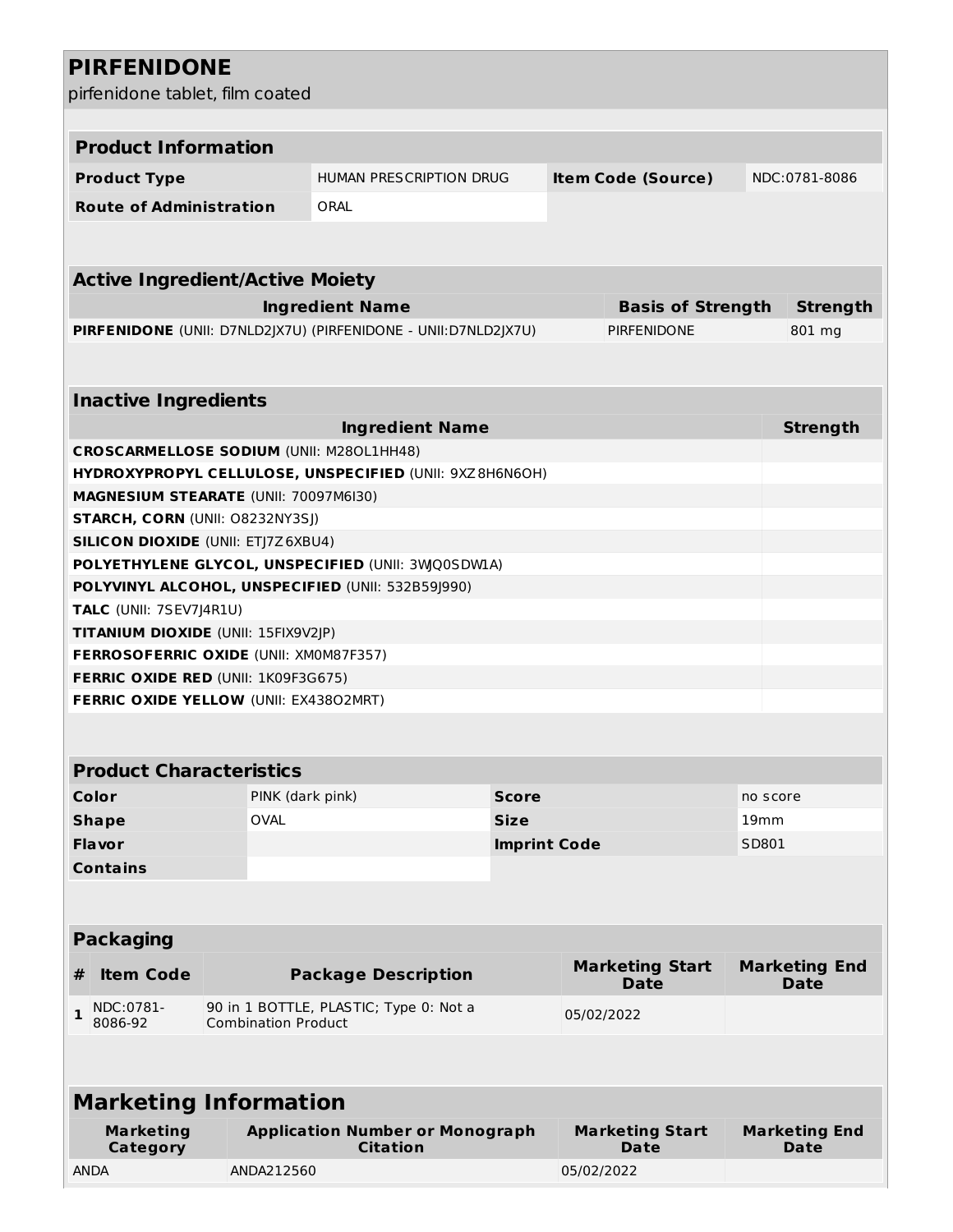# PIRFENIDONE

pirfenidone tablet, film coated

| Product Information | | | |
|---|---|---|---|
| **Product Type** | HUMAN PRESCRIPTION DRUG | **Item Code (Source)** | NDC:0781-8086 |
| **Route of Administration** | ORAL | | |

| Active Ingredient/Active Moiety | | |
|---|---|---|
| **Ingredient Name** | **Basis of Strength** | **Strength** |
| **PIRFENIDONE** (UNII: D7NLD2JX7U) (PIRFENIDONE - UNII:D7NLD2JX7U) | PIRFENIDONE | 801 mg |

| Inactive Ingredients | |
|---|---|
| **Ingredient Name** | **Strength** |
| **CROSCARMELLOSE SODIUM** (UNII: M28OL1HH48) | |
| **HYDROXYPROPYL CELLULOSE, UNSPECIFIED** (UNII: 9XZ8H6N6OH) | |
| **MAGNESIUM STEARATE** (UNII: 70097M6I30) | |
| **STARCH, CORN** (UNII: O8232NY3SJ) | |
| **SILICON DIOXIDE** (UNII: ETJ7Z6XBU4) | |
| **POLYETHYLENE GLYCOL, UNSPECIFIED** (UNII: 3WJQ0SDW1A) | |
| **POLYVINYL ALCOHOL, UNSPECIFIED** (UNII: 532B59J990) | |
| **TALC** (UNII: 7SEV7J4R1U) | |
| **TITANIUM DIOXIDE** (UNII: 15FIX9V2JP) | |
| **FERROSOFERRIC OXIDE** (UNII: XM0M87F357) | |
| **FERRIC OXIDE RED** (UNII: 1K09F3G675) | |
| **FERRIC OXIDE YELLOW** (UNII: EX438O2MRT) | |

| Product Characteristics | | | |
|---|---|---|---|
| **Color** | PINK (dark pink) | **Score** | no score |
| **Shape** | OVAL | **Size** | 19mm |
| **Flavor** | | **Imprint Code** | SD801 |
| **Contains** | | | |

| Packaging | | | | |
|---|---|---|---|---|
| **#** | **Item Code** | **Package Description** | **Marketing Start Date** | **Marketing End Date** |
| **1** | NDC:0781-8086-92 | 90 in 1 BOTTLE, PLASTIC; Type 0: Not a Combination Product | 05/02/2022 | |

| Marketing Information | | | |
|---|---|---|---|
| **Marketing Category** | **Application Number or Monograph Citation** | **Marketing Start Date** | **Marketing End Date** |
| ANDA | ANDA212560 | 05/02/2022 | |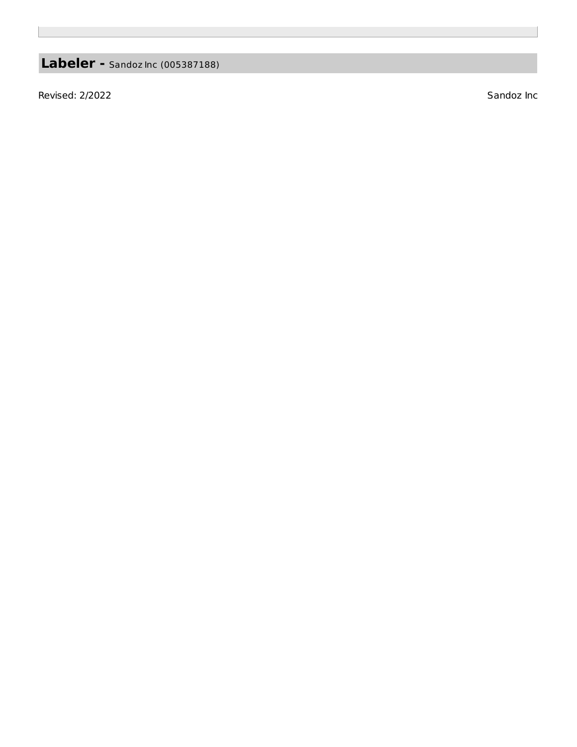## Labeler - Sandoz Inc (005387188)

Revised: 2/2022

Sandoz Inc